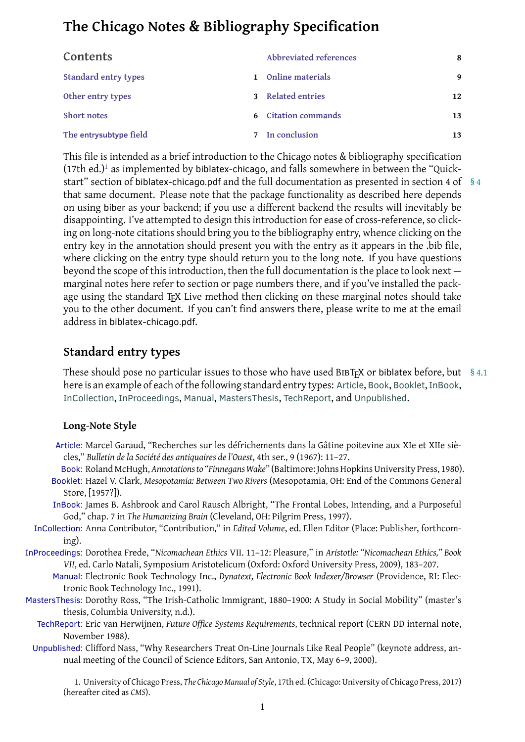# The Chicago Notes & Bibliography Specification

## Contents

| | |
|---|---|
| Standard entry types | 1 |
| Other entry types | 3 |
| Short notes | 6 |
| The entrysubtype field | 7 |
| Abbreviated references | 8 |
| Online materials | 9 |
| Related entries | 12 |
| Citation commands | 13 |
| In conclusion | 13 |

This file is intended as a brief introduction to the Chicago notes & bibliography specification (17th ed.)[1] as implemented by biblatex-chicago, and falls somewhere in between the "Quickstart" section of biblatex-chicago.pdf and the full documentation as presented in section 4 of that same document. Please note that the package functionality as described here depends on using biber as your backend; if you use a different backend the results will inevitably be disappointing. I've attempted to design this introduction for ease of cross-reference, so clicking on long-note citations should bring you to the bibliography entry, whence clicking on the entry key in the annotation should present you with the entry as it appears in the .bib file, where clicking on the entry type should return you to the long note. If you have questions beyond the scope of this introduction, then the full documentation is the place to look next — marginal notes here refer to section or page numbers there, and if you've installed the package using the standard TEX Live method then clicking on these marginal notes should take you to the other document. If you can't find answers there, please write to me at the email address in biblatex-chicago.pdf. § 4

## Standard entry types

These should pose no particular issues to those who have used BIBTEX or biblatex before, but here is an example of each of the following standard entry types: Article, Book, Booklet, InBook, InCollection, InProceedings, Manual, MastersThesis, TechReport, and Unpublished. § 4.1

### Long-Note Style

Article: Marcel Garaud, "Recherches sur les défrichements dans la Gâtine poitevine aux XIe et XIIe siècles," *Bulletin de la Société des antiquaires de l'Ouest*, 4th ser., 9 (1967): 11–27.

Book: Roland McHugh, *Annotations to "Finnegans Wake"* (Baltimore: Johns Hopkins University Press, 1980).

Booklet: Hazel V. Clark, *Mesopotamia: Between Two Rivers* (Mesopotamia, OH: End of the Commons General Store, [1957?]).

InBook: James B. Ashbrook and Carol Rausch Albright, "The Frontal Lobes, Intending, and a Purposeful God," chap. 7 in *The Humanizing Brain* (Cleveland, OH: Pilgrim Press, 1997).

InCollection: Anna Contributor, "Contribution," in *Edited Volume*, ed. Ellen Editor (Place: Publisher, forthcoming).

InProceedings: Dorothea Frede, "*Nicomachean Ethics* VII. 11–12: Pleasure," in *Aristotle: "Nicomachean Ethics," Book VII*, ed. Carlo Natali, Symposium Aristotelicum (Oxford: Oxford University Press, 2009), 183–207.

Manual: Electronic Book Technology Inc., *Dynatext, Electronic Book Indexer/Browser* (Providence, RI: Electronic Book Technology Inc., 1991).

MastersThesis: Dorothy Ross, "The Irish-Catholic Immigrant, 1880–1900: A Study in Social Mobility" (master's thesis, Columbia University, n.d.).

TechReport: Eric van Herwijnen, *Future Office Systems Requirements*, technical report (CERN DD internal note, November 1988).

Unpublished: Clifford Nass, "Why Researchers Treat On-Line Journals Like Real People" (keynote address, annual meeting of the Council of Science Editors, San Antonio, TX, May 6–9, 2000).

1. University of Chicago Press, *The Chicago Manual of Style*, 17th ed. (Chicago: University of Chicago Press, 2017) (hereafter cited as *CMS*).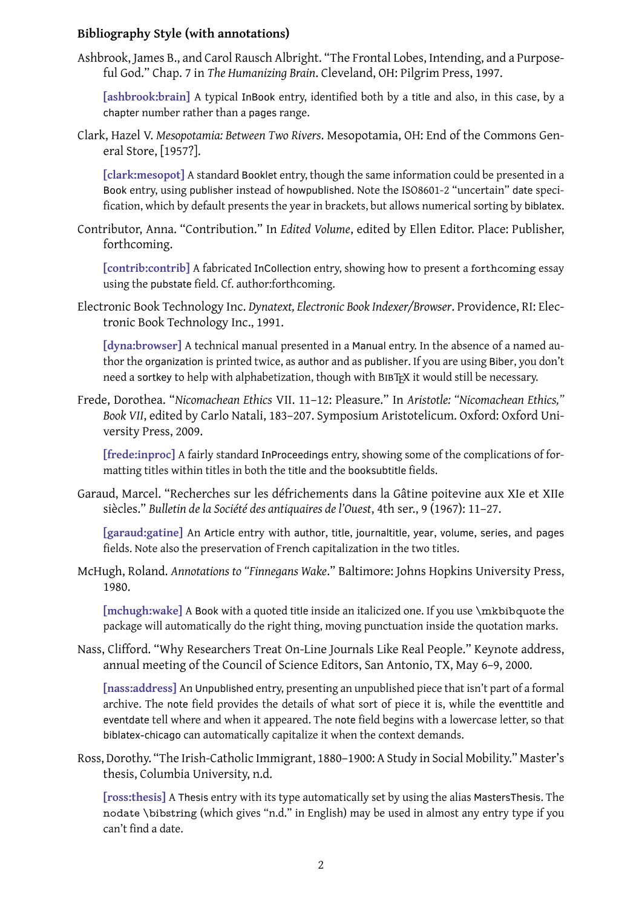### Bibliography Style (with annotations)

Ashbrook, James B., and Carol Rausch Albright. “The Frontal Lobes, Intending, and a Purposeful God.” Chap. 7 in *The Humanizing Brain*. Cleveland, OH: Pilgrim Press, 1997.

> **[ashbrook:brain]** A typical InBook entry, identified both by a title and also, in this case, by a chapter number rather than a pages range.

Clark, Hazel V. *Mesopotamia: Between Two Rivers*. Mesopotamia, OH: End of the Commons General Store, [1957?].

> **[clark:mesopot]** A standard Booklet entry, though the same information could be presented in a Book entry, using publisher instead of howpublished. Note the ISO8601-2 “uncertain” date specification, which by default presents the year in brackets, but allows numerical sorting by biblatex.

Contributor, Anna. “Contribution.” In *Edited Volume*, edited by Ellen Editor. Place: Publisher, forthcoming.

> **[contrib:contrib]** A fabricated InCollection entry, showing how to present a forthcoming essay using the pubstate field. Cf. author:forthcoming.

Electronic Book Technology Inc. *Dynatext, Electronic Book Indexer/Browser*. Providence, RI: Electronic Book Technology Inc., 1991.

> **[dyna:browser]** A technical manual presented in a Manual entry. In the absence of a named author the organization is printed twice, as author and as publisher. If you are using Biber, you don’t need a sortkey to help with alphabetization, though with BibTeX it would still be necessary.

Frede, Dorothea. “*Nicomachean Ethics* VII. 11–12: Pleasure.” In *Aristotle: “Nicomachean Ethics,” Book VII*, edited by Carlo Natali, 183–207. Symposium Aristotelicum. Oxford: Oxford University Press, 2009.

> **[frede:inproc]** A fairly standard InProceedings entry, showing some of the complications of formatting titles within titles in both the title and the booksubtitle fields.

Garaud, Marcel. “Recherches sur les défrichements dans la Gâtine poitevine aux XIe et XIIe siècles.” *Bulletin de la Société des antiquaires de l’Ouest*, 4th ser., 9 (1967): 11–27.

> **[garaud:gatine]** An Article entry with author, title, journaltitle, year, volume, series, and pages fields. Note also the preservation of French capitalization in the two titles.

McHugh, Roland. *Annotations to “Finnegans Wake*.” Baltimore: Johns Hopkins University Press, 1980.

> **[mchugh:wake]** A Book with a quoted title inside an italicized one. If you use \mkbibquote the package will automatically do the right thing, moving punctuation inside the quotation marks.

Nass, Clifford. “Why Researchers Treat On-Line Journals Like Real People.” Keynote address, annual meeting of the Council of Science Editors, San Antonio, TX, May 6–9, 2000.

> **[nass:address]** An Unpublished entry, presenting an unpublished piece that isn’t part of a formal archive. The note field provides the details of what sort of piece it is, while the eventtitle and eventdate tell where and when it appeared. The note field begins with a lowercase letter, so that biblatex-chicago can automatically capitalize it when the context demands.

Ross, Dorothy. “The Irish-Catholic Immigrant, 1880–1900: A Study in Social Mobility.” Master’s thesis, Columbia University, n.d.

> **[ross:thesis]** A Thesis entry with its type automatically set by using the alias MastersThesis. The nodate \bibstring (which gives “n.d.” in English) may be used in almost any entry type if you can’t find a date.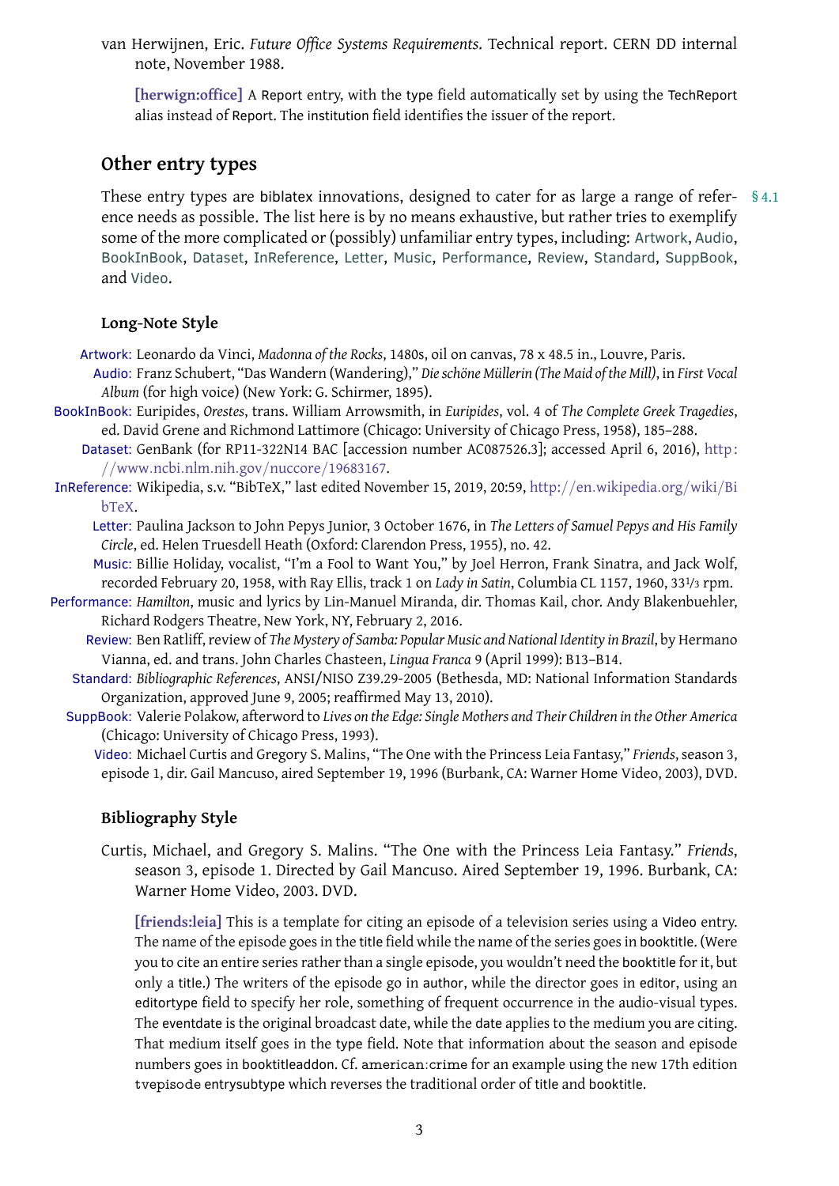van Herwijnen, Eric. *Future Office Systems Requirements*. Technical report. CERN DD internal note, November 1988.

> **[herwign:office]** A Report entry, with the type field automatically set by using the TechReport alias instead of Report. The institution field identifies the issuer of the report.

## Other entry types

These entry types are biblatex innovations, designed to cater for as large a range of reference needs as possible. The list here is by no means exhaustive, but rather tries to exemplify some of the more complicated or (possibly) unfamiliar entry types, including: Artwork, Audio, BookInBook, Dataset, InReference, Letter, Music, Performance, Review, Standard, SuppBook, and Video. § 4.1

### Long-Note Style

Artwork: Leonardo da Vinci, *Madonna of the Rocks*, 1480s, oil on canvas, 78 x 48.5 in., Louvre, Paris.

Audio: Franz Schubert, "Das Wandern (Wandering)," *Die schöne Müllerin (The Maid of the Mill)*, in *First Vocal Album* (for high voice) (New York: G. Schirmer, 1895).

BookInBook: Euripides, *Orestes*, trans. William Arrowsmith, in *Euripides*, vol. 4 of *The Complete Greek Tragedies*, ed. David Grene and Richmond Lattimore (Chicago: University of Chicago Press, 1958), 185–288.

Dataset: GenBank (for RP11-322N14 BAC [accession number AC087526.3]; accessed April 6, 2016), http://www.ncbi.nlm.nih.gov/nuccore/19683167.

InReference: Wikipedia, s.v. "BibTeX," last edited November 15, 2019, 20:59, http://en.wikipedia.org/wiki/BibTeX.

Letter: Paulina Jackson to John Pepys Junior, 3 October 1676, in *The Letters of Samuel Pepys and His Family Circle*, ed. Helen Truesdell Heath (Oxford: Clarendon Press, 1955), no. 42.

Music: Billie Holiday, vocalist, "I'm a Fool to Want You," by Joel Herron, Frank Sinatra, and Jack Wolf, recorded February 20, 1958, with Ray Ellis, track 1 on *Lady in Satin*, Columbia CL 1157, 1960, 33⅓ rpm.

Performance: *Hamilton*, music and lyrics by Lin-Manuel Miranda, dir. Thomas Kail, chor. Andy Blakenbuehler, Richard Rodgers Theatre, New York, NY, February 2, 2016.

Review: Ben Ratliff, review of *The Mystery of Samba: Popular Music and National Identity in Brazil*, by Hermano Vianna, ed. and trans. John Charles Chasteen, *Lingua Franca* 9 (April 1999): B13–B14.

Standard: *Bibliographic References*, ANSI/NISO Z39.29-2005 (Bethesda, MD: National Information Standards Organization, approved June 9, 2005; reaffirmed May 13, 2010).

SuppBook: Valerie Polakow, afterword to *Lives on the Edge: Single Mothers and Their Children in the Other America* (Chicago: University of Chicago Press, 1993).

Video: Michael Curtis and Gregory S. Malins, "The One with the Princess Leia Fantasy," *Friends*, season 3, episode 1, dir. Gail Mancuso, aired September 19, 1996 (Burbank, CA: Warner Home Video, 2003), DVD.

### Bibliography Style

Curtis, Michael, and Gregory S. Malins. "The One with the Princess Leia Fantasy." *Friends*, season 3, episode 1. Directed by Gail Mancuso. Aired September 19, 1996. Burbank, CA: Warner Home Video, 2003. DVD.

> **[friends:leia]** This is a template for citing an episode of a television series using a Video entry. The name of the episode goes in the title field while the name of the series goes in booktitle. (Were you to cite an entire series rather than a single episode, you wouldn't need the booktitle for it, but only a title.) The writers of the episode go in author, while the director goes in editor, using an editortype field to specify her role, something of frequent occurrence in the audio-visual types. The eventdate is the original broadcast date, while the date applies to the medium you are citing. That medium itself goes in the type field. Note that information about the season and episode numbers goes in booktitleaddon. Cf. american:crime for an example using the new 17th edition tvepisode entrysubtype which reverses the traditional order of title and booktitle.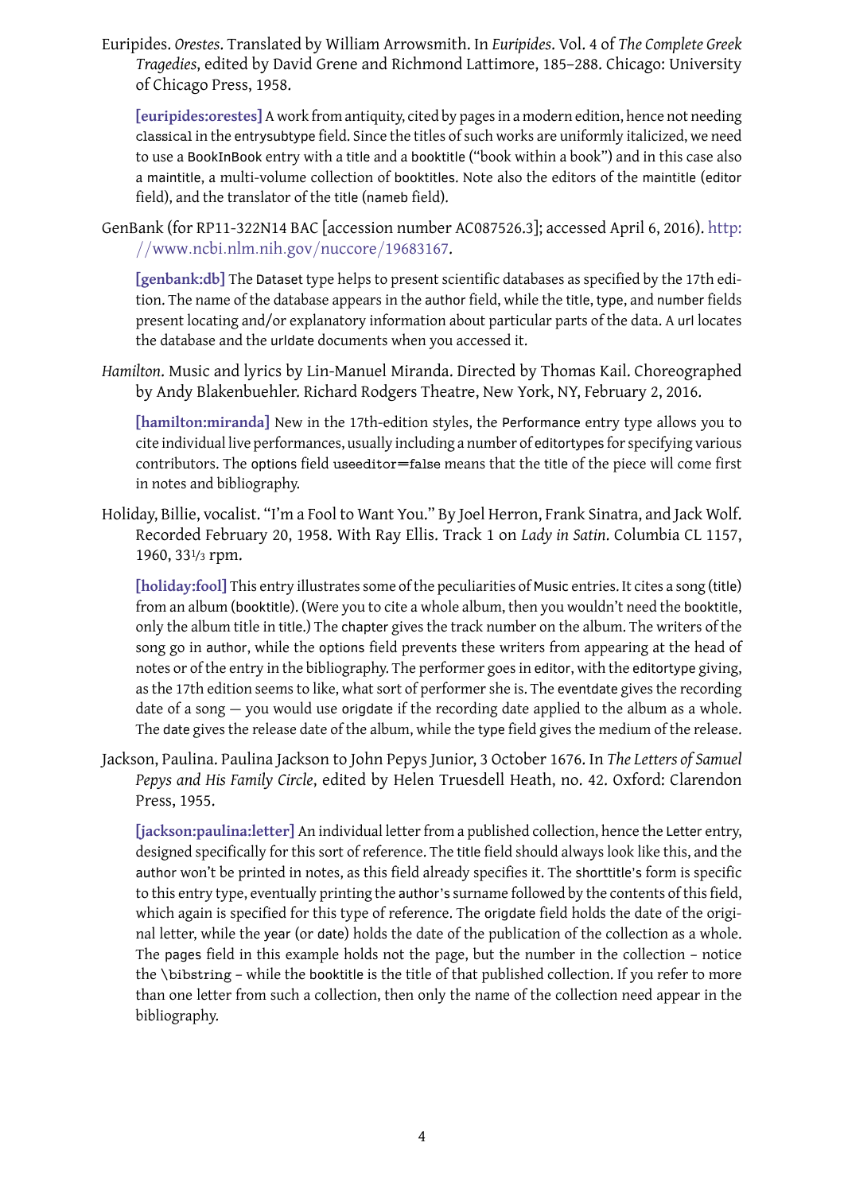Euripides. *Orestes*. Translated by William Arrowsmith. In *Euripides*. Vol. 4 of *The Complete Greek Tragedies*, edited by David Grene and Richmond Lattimore, 185–288. Chicago: University of Chicago Press, 1958.

> **[euripides:orestes]** A work from antiquity, cited by pages in a modern edition, hence not needing classical in the entrysubtype field. Since the titles of such works are uniformly italicized, we need to use a BookInBook entry with a title and a booktitle ("book within a book") and in this case also a maintitle, a multi-volume collection of booktitles. Note also the editors of the maintitle (editor field), and the translator of the title (nameb field).

GenBank (for RP11-322N14 BAC [accession number AC087526.3]; accessed April 6, 2016). http://www.ncbi.nlm.nih.gov/nuccore/19683167.

> **[genbank:db]** The Dataset type helps to present scientific databases as specified by the 17th edition. The name of the database appears in the author field, while the title, type, and number fields present locating and/or explanatory information about particular parts of the data. A url locates the database and the urldate documents when you accessed it.

*Hamilton*. Music and lyrics by Lin-Manuel Miranda. Directed by Thomas Kail. Choreographed by Andy Blakenbuehler. Richard Rodgers Theatre, New York, NY, February 2, 2016.

> **[hamilton:miranda]** New in the 17th-edition styles, the Performance entry type allows you to cite individual live performances, usually including a number of editortypes for specifying various contributors. The options field useeditor=false means that the title of the piece will come first in notes and bibliography.

Holiday, Billie, vocalist. "I'm a Fool to Want You." By Joel Herron, Frank Sinatra, and Jack Wolf. Recorded February 20, 1958. With Ray Ellis. Track 1 on *Lady in Satin*. Columbia CL 1157, 1960, 33⅓ rpm.

> **[holiday:fool]** This entry illustrates some of the peculiarities of Music entries. It cites a song (title) from an album (booktitle). (Were you to cite a whole album, then you wouldn't need the booktitle, only the album title in title.) The chapter gives the track number on the album. The writers of the song go in author, while the options field prevents these writers from appearing at the head of notes or of the entry in the bibliography. The performer goes in editor, with the editortype giving, as the 17th edition seems to like, what sort of performer she is. The eventdate gives the recording date of a song — you would use origdate if the recording date applied to the album as a whole. The date gives the release date of the album, while the type field gives the medium of the release.

Jackson, Paulina. Paulina Jackson to John Pepys Junior, 3 October 1676. In *The Letters of Samuel Pepys and His Family Circle*, edited by Helen Truesdell Heath, no. 42. Oxford: Clarendon Press, 1955.

> **[jackson:paulina:letter]** An individual letter from a published collection, hence the Letter entry, designed specifically for this sort of reference. The title field should always look like this, and the author won't be printed in notes, as this field already specifies it. The shorttitle's form is specific to this entry type, eventually printing the author's surname followed by the contents of this field, which again is specified for this type of reference. The origdate field holds the date of the original letter, while the year (or date) holds the date of the publication of the collection as a whole. The pages field in this example holds not the page, but the number in the collection – notice the \bibstring – while the booktitle is the title of that published collection. If you refer to more than one letter from such a collection, then only the name of the collection need appear in the bibliography.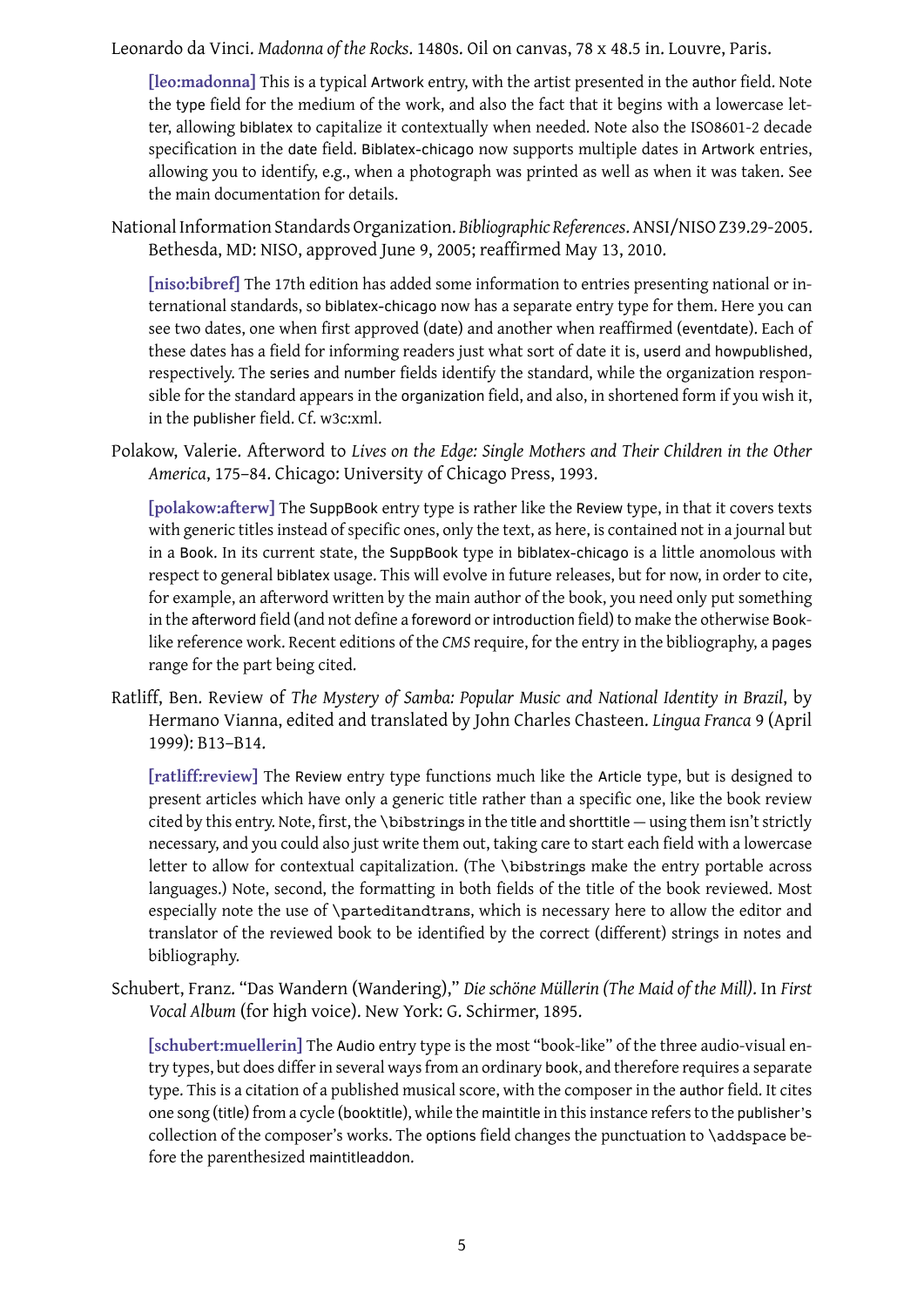Leonardo da Vinci. *Madonna of the Rocks*. 1480s. Oil on canvas, 78 x 48.5 in. Louvre, Paris.

> **[leo:madonna]** This is a typical Artwork entry, with the artist presented in the author field. Note the type field for the medium of the work, and also the fact that it begins with a lowercase letter, allowing biblatex to capitalize it contextually when needed. Note also the ISO8601-2 decade specification in the date field. Biblatex-chicago now supports multiple dates in Artwork entries, allowing you to identify, e.g., when a photograph was printed as well as when it was taken. See the main documentation for details.

National Information Standards Organization. *Bibliographic References*. ANSI/NISO Z39.29-2005. Bethesda, MD: NISO, approved June 9, 2005; reaffirmed May 13, 2010.

> **[niso:bibref]** The 17th edition has added some information to entries presenting national or international standards, so biblatex-chicago now has a separate entry type for them. Here you can see two dates, one when first approved (date) and another when reaffirmed (eventdate). Each of these dates has a field for informing readers just what sort of date it is, userd and howpublished, respectively. The series and number fields identify the standard, while the organization responsible for the standard appears in the organization field, and also, in shortened form if you wish it, in the publisher field. Cf. w3c:xml.

Polakow, Valerie. Afterword to *Lives on the Edge: Single Mothers and Their Children in the Other America*, 175–84. Chicago: University of Chicago Press, 1993.

> **[polakow:afterw]** The SuppBook entry type is rather like the Review type, in that it covers texts with generic titles instead of specific ones, only the text, as here, is contained not in a journal but in a Book. In its current state, the SuppBook type in biblatex-chicago is a little anomolous with respect to general biblatex usage. This will evolve in future releases, but for now, in order to cite, for example, an afterword written by the main author of the book, you need only put something in the afterword field (and not define a foreword or introduction field) to make the otherwise Book-like reference work. Recent editions of the *CMS* require, for the entry in the bibliography, a pages range for the part being cited.

Ratliff, Ben. Review of *The Mystery of Samba: Popular Music and National Identity in Brazil*, by Hermano Vianna, edited and translated by John Charles Chasteen. *Lingua Franca* 9 (April 1999): B13–B14.

> **[ratliff:review]** The Review entry type functions much like the Article type, but is designed to present articles which have only a generic title rather than a specific one, like the book review cited by this entry. Note, first, the `\bibstrings` in the title and shorttitle — using them isn't strictly necessary, and you could also just write them out, taking care to start each field with a lowercase letter to allow for contextual capitalization. (The `\bibstrings` make the entry portable across languages.) Note, second, the formatting in both fields of the title of the book reviewed. Most especially note the use of `\parteditandtrans`, which is necessary here to allow the editor and translator of the reviewed book to be identified by the correct (different) strings in notes and bibliography.

Schubert, Franz. "Das Wandern (Wandering)," *Die schöne Müllerin (The Maid of the Mill)*. In *First Vocal Album* (for high voice). New York: G. Schirmer, 1895.

> **[schubert:muellerin]** The Audio entry type is the most "book-like" of the three audio-visual entry types, but does differ in several ways from an ordinary book, and therefore requires a separate type. This is a citation of a published musical score, with the composer in the author field. It cites one song (title) from a cycle (booktitle), while the maintitle in this instance refers to the publisher's collection of the composer's works. The options field changes the punctuation to `\addspace` before the parenthesized maintitleaddon.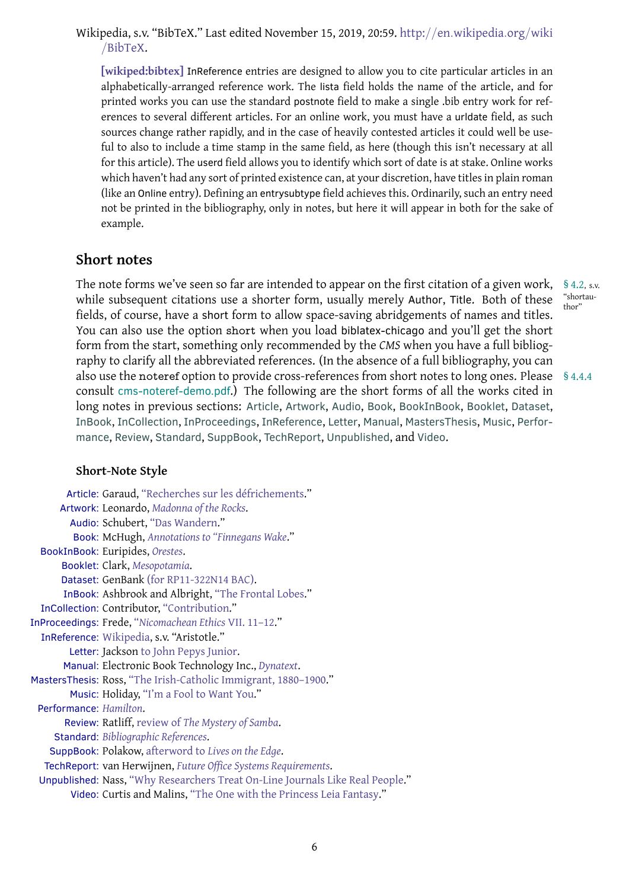Wikipedia, s.v. "BibTeX." Last edited November 15, 2019, 20:59. http://en.wikipedia.org/wiki/BibTeX.

> **[wikiped:bibtex]** InReference entries are designed to allow you to cite particular articles in an alphabetically-arranged reference work. The lista field holds the name of the article, and for printed works you can use the standard postnote field to make a single .bib entry work for references to several different articles. For an online work, you must have a urldate field, as such sources change rather rapidly, and in the case of heavily contested articles it could well be useful to also to include a time stamp in the same field, as here (though this isn't necessary at all for this article). The userd field allows you to identify which sort of date is at stake. Online works which haven't had any sort of printed existence can, at your discretion, have titles in plain roman (like an Online entry). Defining an entrysubtype field achieves this. Ordinarily, such an entry need not be printed in the bibliography, only in notes, but here it will appear in both for the sake of example.

## Short notes

The note forms we've seen so far are intended to appear on the first citation of a given work, while subsequent citations use a shorter form, usually merely Author, Title. Both of these fields, of course, have a short form to allow space-saving abridgements of names and titles. You can also use the option short when you load biblatex-chicago and you'll get the short form from the start, something only recommended by the *CMS* when you have a full bibliography to clarify all the abbreviated references. (In the absence of a full bibliography, you can also use the noteref option to provide cross-references from short notes to long ones. Please consult cms-noteref-demo.pdf.) The following are the short forms of all the works cited in long notes in previous sections: Article, Artwork, Audio, Book, BookInBook, Booklet, Dataset, InBook, InCollection, InProceedings, InReference, Letter, Manual, MastersThesis, Music, Performance, Review, Standard, SuppBook, TechReport, Unpublished, and Video.

§ 4.2, s.v. "shortauthor"

§ 4.4.4

### Short-Note Style

Article: Garaud, "Recherches sur les défrichements."
Artwork: Leonardo, *Madonna of the Rocks*.
Audio: Schubert, "Das Wandern."
Book: McHugh, *Annotations to "Finnegans Wake*."
BookInBook: Euripides, *Orestes*.
Booklet: Clark, *Mesopotamia*.
Dataset: GenBank (for RP11-322N14 BAC).
InBook: Ashbrook and Albright, "The Frontal Lobes."
InCollection: Contributor, "Contribution."
InProceedings: Frede, "*Nicomachean Ethics* VII. 11–12."
InReference: Wikipedia, s.v. "Aristotle."
Letter: Jackson to John Pepys Junior.
Manual: Electronic Book Technology Inc., *Dynatext*.
MastersThesis: Ross, "The Irish-Catholic Immigrant, 1880–1900."
Music: Holiday, "I'm a Fool to Want You."
Performance: *Hamilton*.
Review: Ratliff, review of *The Mystery of Samba*.
Standard: *Bibliographic References*.
SuppBook: Polakow, afterword to *Lives on the Edge*.
TechReport: van Herwijnen, *Future Office Systems Requirements*.
Unpublished: Nass, "Why Researchers Treat On-Line Journals Like Real People."
Video: Curtis and Malins, "The One with the Princess Leia Fantasy."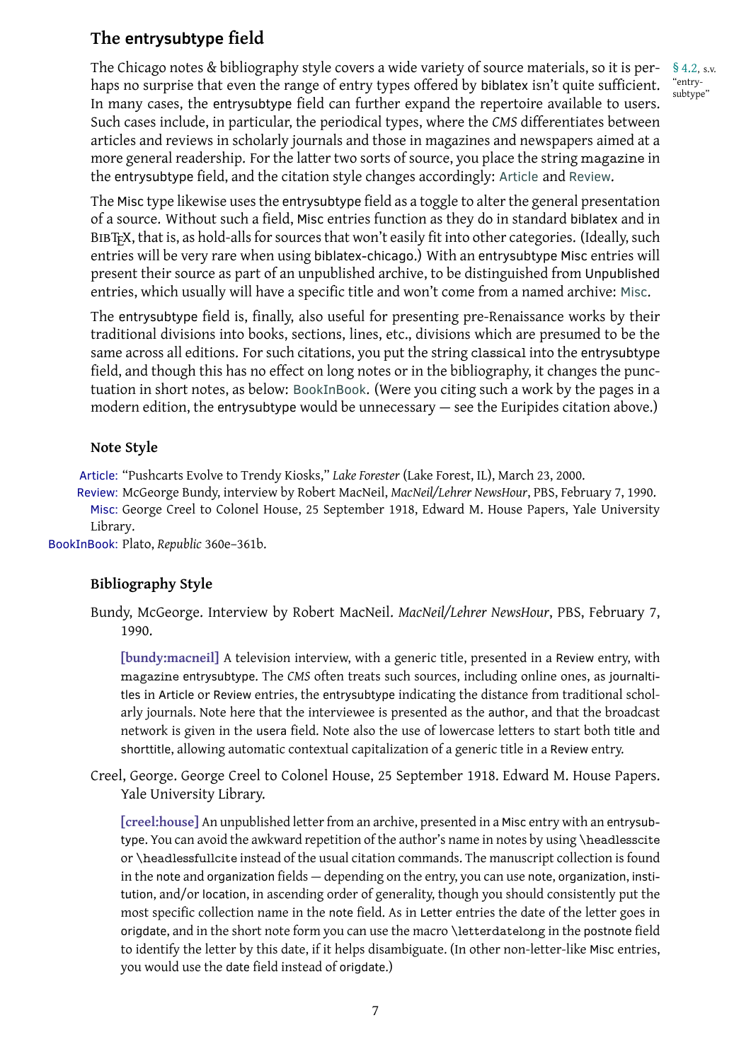## The entrysubtype field

The Chicago notes & bibliography style covers a wide variety of source materials, so it is perhaps no surprise that even the range of entry types offered by biblatex isn't quite sufficient. In many cases, the entrysubtype field can further expand the repertoire available to users. Such cases include, in particular, the periodical types, where the *CMS* differentiates between articles and reviews in scholarly journals and those in magazines and newspapers aimed at a more general readership. For the latter two sorts of source, you place the string magazine in the entrysubtype field, and the citation style changes accordingly: Article and Review.

§ 4.2, s.v. "entrysubtype"

The Misc type likewise uses the entrysubtype field as a toggle to alter the general presentation of a source. Without such a field, Misc entries function as they do in standard biblatex and in BIBTEX, that is, as hold-alls for sources that won't easily fit into other categories. (Ideally, such entries will be very rare when using biblatex-chicago.) With an entrysubtype Misc entries will present their source as part of an unpublished archive, to be distinguished from Unpublished entries, which usually will have a specific title and won't come from a named archive: Misc.

The entrysubtype field is, finally, also useful for presenting pre-Renaissance works by their traditional divisions into books, sections, lines, etc., divisions which are presumed to be the same across all editions. For such citations, you put the string classical into the entrysubtype field, and though this has no effect on long notes or in the bibliography, it changes the punctuation in short notes, as below: BookInBook. (Were you citing such a work by the pages in a modern edition, the entrysubtype would be unnecessary — see the Euripides citation above.)

### Note Style

Article: "Pushcarts Evolve to Trendy Kiosks," *Lake Forester* (Lake Forest, IL), March 23, 2000.

Review: McGeorge Bundy, interview by Robert MacNeil, *MacNeil/Lehrer NewsHour*, PBS, February 7, 1990.

Misc: George Creel to Colonel House, 25 September 1918, Edward M. House Papers, Yale University Library.

BookInBook: Plato, *Republic* 360e–361b.

### Bibliography Style

Bundy, McGeorge. Interview by Robert MacNeil. *MacNeil/Lehrer NewsHour*, PBS, February 7, 1990.

**[bundy:macneil]** A television interview, with a generic title, presented in a Review entry, with magazine entrysubtype. The *CMS* often treats such sources, including online ones, as journaltitles in Article or Review entries, the entrysubtype indicating the distance from traditional scholarly journals. Note here that the interviewee is presented as the author, and that the broadcast network is given in the usera field. Note also the use of lowercase letters to start both title and shorttitle, allowing automatic contextual capitalization of a generic title in a Review entry.

Creel, George. George Creel to Colonel House, 25 September 1918. Edward M. House Papers. Yale University Library.

**[creel:house]** An unpublished letter from an archive, presented in a Misc entry with an entrysubtype. You can avoid the awkward repetition of the author's name in notes by using \headlesscite or \headlessfullcite instead of the usual citation commands. The manuscript collection is found in the note and organization fields — depending on the entry, you can use note, organization, institution, and/or location, in ascending order of generality, though you should consistently put the most specific collection name in the note field. As in Letter entries the date of the letter goes in origdate, and in the short note form you can use the macro \letterdatelong in the postnote field to identify the letter by this date, if it helps disambiguate. (In other non-letter-like Misc entries, you would use the date field instead of origdate.)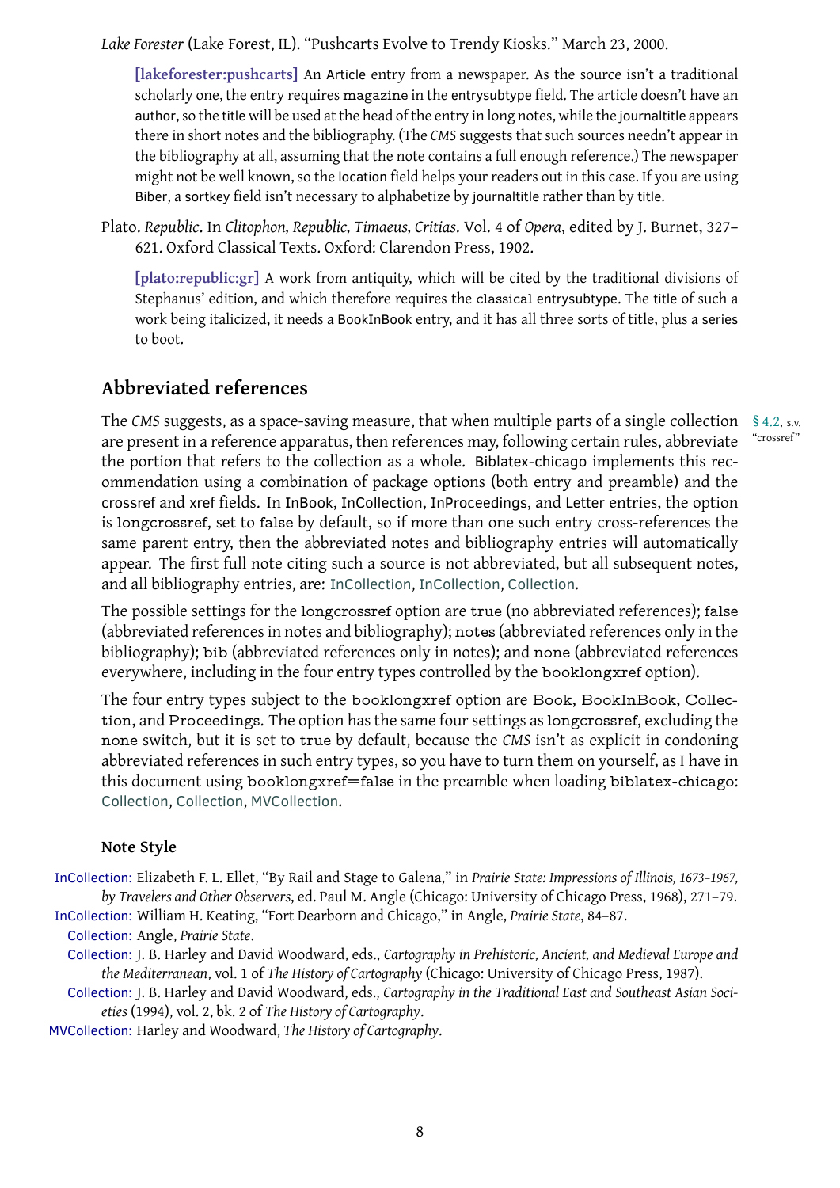*Lake Forester* (Lake Forest, IL). "Pushcarts Evolve to Trendy Kiosks." March 23, 2000.

> **[lakeforester:pushcarts]** An Article entry from a newspaper. As the source isn't a traditional scholarly one, the entry requires magazine in the entrysubtype field. The article doesn't have an author, so the title will be used at the head of the entry in long notes, while the journaltitle appears there in short notes and the bibliography. (The *CMS* suggests that such sources needn't appear in the bibliography at all, assuming that the note contains a full enough reference.) The newspaper might not be well known, so the location field helps your readers out in this case. If you are using Biber, a sortkey field isn't necessary to alphabetize by journaltitle rather than by title.

Plato. *Republic*. In *Clitophon, Republic, Timaeus, Critias*. Vol. 4 of *Opera*, edited by J. Burnet, 327–621. Oxford Classical Texts. Oxford: Clarendon Press, 1902.

> **[plato:republic:gr]** A work from antiquity, which will be cited by the traditional divisions of Stephanus' edition, and which therefore requires the classical entrysubtype. The title of such a work being italicized, it needs a BookInBook entry, and it has all three sorts of title, plus a series to boot.

## Abbreviated references

The *CMS* suggests, as a space-saving measure, that when multiple parts of a single collection are present in a reference apparatus, then references may, following certain rules, abbreviate the portion that refers to the collection as a whole. Biblatex-chicago implements this recommendation using a combination of package options (both entry and preamble) and the crossref and xref fields. In InBook, InCollection, InProceedings, and Letter entries, the option is longcrossref, set to false by default, so if more than one such entry cross-references the same parent entry, then the abbreviated notes and bibliography entries will automatically appear. The first full note citing such a source is not abbreviated, but all subsequent notes, and all bibliography entries, are: InCollection, InCollection, Collection.

§ 4.2, s.v. "crossref"

The possible settings for the longcrossref option are true (no abbreviated references); false (abbreviated references in notes and bibliography); notes (abbreviated references only in the bibliography); bib (abbreviated references only in notes); and none (abbreviated references everywhere, including in the four entry types controlled by the booklongxref option).

The four entry types subject to the booklongxref option are Book, BookInBook, Collection, and Proceedings. The option has the same four settings as longcrossref, excluding the none switch, but it is set to true by default, because the *CMS* isn't as explicit in condoning abbreviated references in such entry types, so you have to turn them on yourself, as I have in this document using booklongxref=false in the preamble when loading biblatex-chicago: Collection, Collection, MVCollection.

### Note Style

InCollection: Elizabeth F. L. Ellet, "By Rail and Stage to Galena," in *Prairie State: Impressions of Illinois, 1673–1967, by Travelers and Other Observers*, ed. Paul M. Angle (Chicago: University of Chicago Press, 1968), 271–79.

InCollection: William H. Keating, "Fort Dearborn and Chicago," in Angle, *Prairie State*, 84–87.

Collection: Angle, *Prairie State*.

Collection: J. B. Harley and David Woodward, eds., *Cartography in Prehistoric, Ancient, and Medieval Europe and the Mediterranean*, vol. 1 of *The History of Cartography* (Chicago: University of Chicago Press, 1987).

Collection: J. B. Harley and David Woodward, eds., *Cartography in the Traditional East and Southeast Asian Societies* (1994), vol. 2, bk. 2 of *The History of Cartography*.

MVCollection: Harley and Woodward, *The History of Cartography*.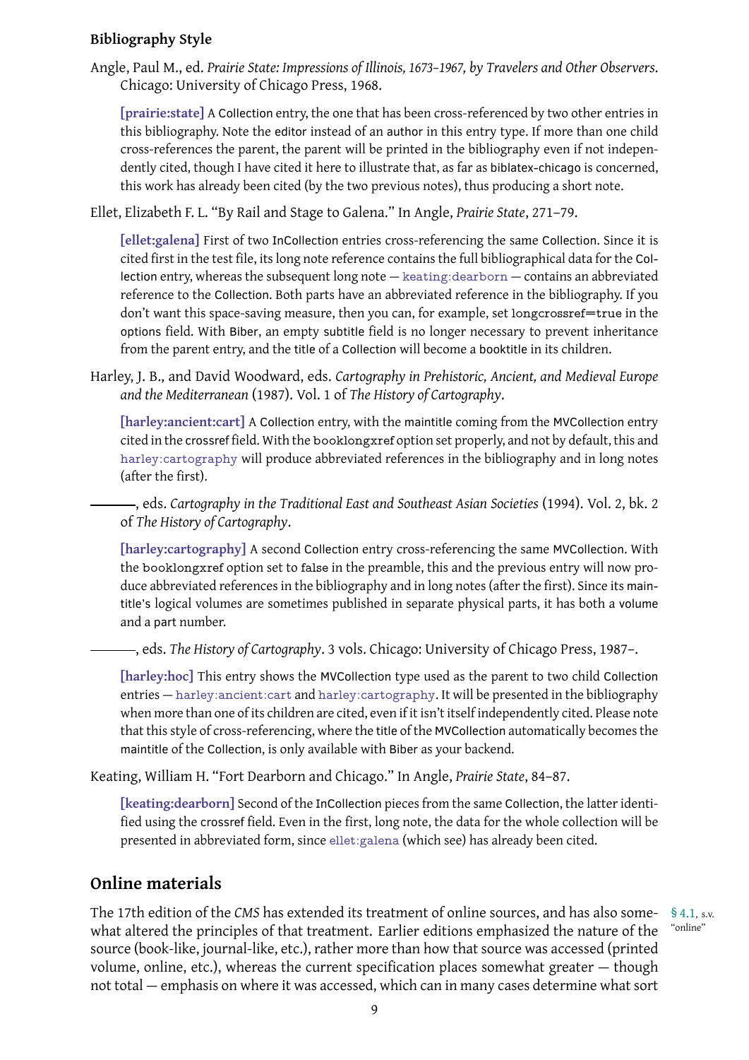### Bibliography Style

Angle, Paul M., ed. *Prairie State: Impressions of Illinois, 1673–1967, by Travelers and Other Observers*. Chicago: University of Chicago Press, 1968.

> **[prairie:state]** A Collection entry, the one that has been cross-referenced by two other entries in this bibliography. Note the editor instead of an author in this entry type. If more than one child cross-references the parent, the parent will be printed in the bibliography even if not independently cited, though I have cited it here to illustrate that, as far as biblatex-chicago is concerned, this work has already been cited (by the two previous notes), thus producing a short note.

Ellet, Elizabeth F. L. "By Rail and Stage to Galena." In Angle, *Prairie State*, 271–79.

> **[ellet:galena]** First of two InCollection entries cross-referencing the same Collection. Since it is cited first in the test file, its long note reference contains the full bibliographical data for the Collection entry, whereas the subsequent long note — keating:dearborn — contains an abbreviated reference to the Collection. Both parts have an abbreviated reference in the bibliography. If you don't want this space-saving measure, then you can, for example, set longcrossref=true in the options field. With Biber, an empty subtitle field is no longer necessary to prevent inheritance from the parent entry, and the title of a Collection will become a booktitle in its children.

Harley, J. B., and David Woodward, eds. *Cartography in Prehistoric, Ancient, and Medieval Europe and the Mediterranean* (1987). Vol. 1 of *The History of Cartography*.

> **[harley:ancient:cart]** A Collection entry, with the maintitle coming from the MVCollection entry cited in the crossref field. With the booklongxref option set properly, and not by default, this and harley:cartography will produce abbreviated references in the bibliography and in long notes (after the first).

———, eds. *Cartography in the Traditional East and Southeast Asian Societies* (1994). Vol. 2, bk. 2 of *The History of Cartography*.

> **[harley:cartography]** A second Collection entry cross-referencing the same MVCollection. With the booklongxref option set to false in the preamble, this and the previous entry will now produce abbreviated references in the bibliography and in long notes (after the first). Since its maintitle's logical volumes are sometimes published in separate physical parts, it has both a volume and a part number.

———, eds. *The History of Cartography*. 3 vols. Chicago: University of Chicago Press, 1987–.

> **[harley:hoc]** This entry shows the MVCollection type used as the parent to two child Collection entries — harley:ancient:cart and harley:cartography. It will be presented in the bibliography when more than one of its children are cited, even if it isn't itself independently cited. Please note that this style of cross-referencing, where the title of the MVCollection automatically becomes the maintitle of the Collection, is only available with Biber as your backend.

Keating, William H. "Fort Dearborn and Chicago." In Angle, *Prairie State*, 84–87.

> **[keating:dearborn]** Second of the InCollection pieces from the same Collection, the latter identified using the crossref field. Even in the first, long note, the data for the whole collection will be presented in abbreviated form, since ellet:galena (which see) has already been cited.

## Online materials

The 17th edition of the *CMS* has extended its treatment of online sources, and has also somewhat altered the principles of that treatment. Earlier editions emphasized the nature of the source (book-like, journal-like, etc.), rather more than how that source was accessed (printed volume, online, etc.), whereas the current specification places somewhat greater — though not total — emphasis on where it was accessed, which can in many cases determine what sort

§ 4.1, s.v. "online"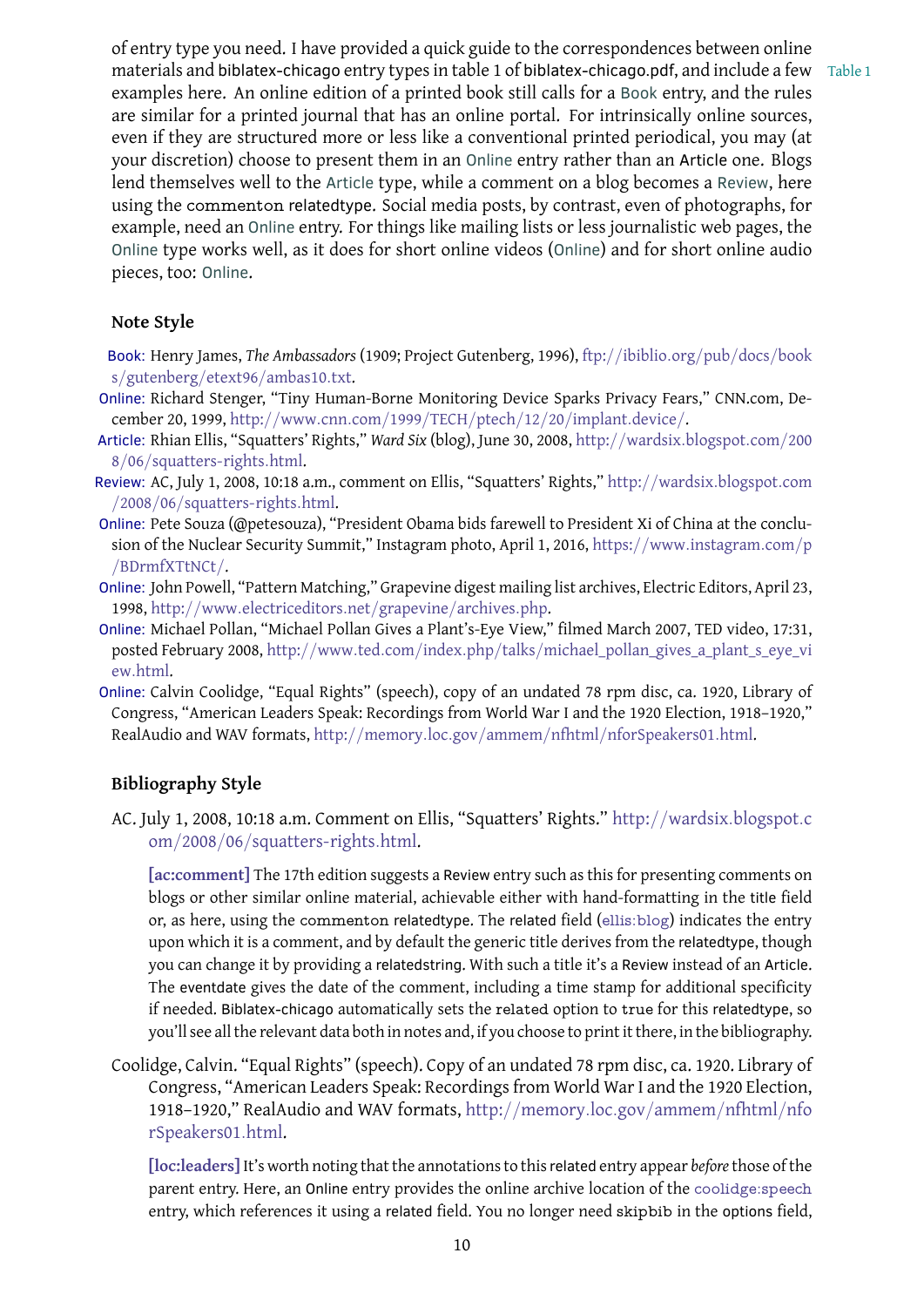of entry type you need. I have provided a quick guide to the correspondences between online materials and biblatex-chicago entry types in table 1 of biblatex-chicago.pdf, and include a few examples here. An online edition of a printed book still calls for a Book entry, and the rules are similar for a printed journal that has an online portal. For intrinsically online sources, even if they are structured more or less like a conventional printed periodical, you may (at your discretion) choose to present them in an Online entry rather than an Article one. Blogs lend themselves well to the Article type, while a comment on a blog becomes a Review, here using the commenton relatedtype. Social media posts, by contrast, even of photographs, for example, need an Online entry. For things like mailing lists or less journalistic web pages, the Online type works well, as it does for short online videos (Online) and for short online audio pieces, too: Online.

Table 1

### Note Style

Book: Henry James, *The Ambassadors* (1909; Project Gutenberg, 1996), ftp://ibiblio.org/pub/docs/books/gutenberg/etext96/ambas10.txt.

Online: Richard Stenger, "Tiny Human-Borne Monitoring Device Sparks Privacy Fears," CNN.com, December 20, 1999, http://www.cnn.com/1999/TECH/ptech/12/20/implant.device/.

Article: Rhian Ellis, "Squatters' Rights," *Ward Six* (blog), June 30, 2008, http://wardsix.blogspot.com/2008/06/squatters-rights.html.

Review: AC, July 1, 2008, 10:18 a.m., comment on Ellis, "Squatters' Rights," http://wardsix.blogspot.com/2008/06/squatters-rights.html.

Online: Pete Souza (@petesouza), "President Obama bids farewell to President Xi of China at the conclusion of the Nuclear Security Summit," Instagram photo, April 1, 2016, https://www.instagram.com/p/BDrmfXTtNCt/.

Online: John Powell, "Pattern Matching," Grapevine digest mailing list archives, Electric Editors, April 23, 1998, http://www.electriceditors.net/grapevine/archives.php.

Online: Michael Pollan, "Michael Pollan Gives a Plant's-Eye View," filmed March 2007, TED video, 17:31, posted February 2008, http://www.ted.com/index.php/talks/michael_pollan_gives_a_plant_s_eye_view.html.

Online: Calvin Coolidge, "Equal Rights" (speech), copy of an undated 78 rpm disc, ca. 1920, Library of Congress, "American Leaders Speak: Recordings from World War I and the 1920 Election, 1918–1920," RealAudio and WAV formats, http://memory.loc.gov/ammem/nfhtml/nforSpeakers01.html.

### Bibliography Style

AC. July 1, 2008, 10:18 a.m. Comment on Ellis, "Squatters' Rights." http://wardsix.blogspot.com/2008/06/squatters-rights.html.

**[ac:comment]** The 17th edition suggests a Review entry such as this for presenting comments on blogs or other similar online material, achievable either with hand-formatting in the title field or, as here, using the commenton relatedtype. The related field (ellis:blog) indicates the entry upon which it is a comment, and by default the generic title derives from the relatedtype, though you can change it by providing a relatedstring. With such a title it's a Review instead of an Article. The eventdate gives the date of the comment, including a time stamp for additional specificity if needed. Biblatex-chicago automatically sets the related option to true for this relatedtype, so you'll see all the relevant data both in notes and, if you choose to print it there, in the bibliography.

Coolidge, Calvin. "Equal Rights" (speech). Copy of an undated 78 rpm disc, ca. 1920. Library of Congress, "American Leaders Speak: Recordings from World War I and the 1920 Election, 1918–1920," RealAudio and WAV formats, http://memory.loc.gov/ammem/nfhtml/nforSpeakers01.html.

**[loc:leaders]** It's worth noting that the annotations to this related entry appear *before* those of the parent entry. Here, an Online entry provides the online archive location of the coolidge:speech entry, which references it using a related field. You no longer need skipbib in the options field,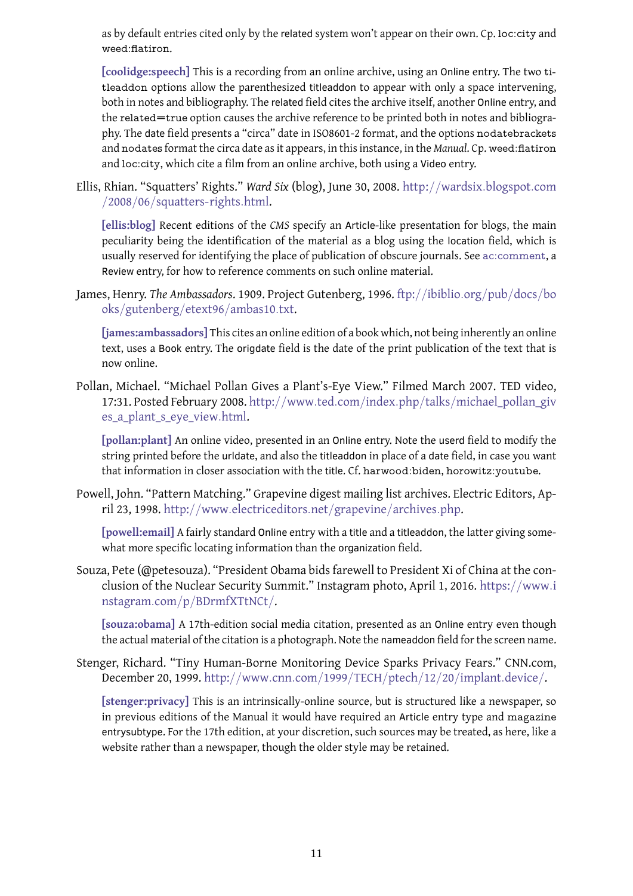as by default entries cited only by the related system won't appear on their own. Cp. loc:city and weed:flatiron.

**[coolidge:speech]** This is a recording from an online archive, using an Online entry. The two titleaddon options allow the parenthesized titleaddon to appear with only a space intervening, both in notes and bibliography. The related field cites the archive itself, another Online entry, and the related=true option causes the archive reference to be printed both in notes and bibliography. The date field presents a "circa" date in ISO8601-2 format, and the options nodatebrackets and nodates format the circa date as it appears, in this instance, in the *Manual*. Cp. weed:flatiron and loc:city, which cite a film from an online archive, both using a Video entry.

Ellis, Rhian. "Squatters' Rights." *Ward Six* (blog), June 30, 2008. http://wardsix.blogspot.com/2008/06/squatters-rights.html.

**[ellis:blog]** Recent editions of the *CMS* specify an Article-like presentation for blogs, the main peculiarity being the identification of the material as a blog using the location field, which is usually reserved for identifying the place of publication of obscure journals. See ac:comment, a Review entry, for how to reference comments on such online material.

James, Henry. *The Ambassadors*. 1909. Project Gutenberg, 1996. ftp://ibiblio.org/pub/docs/books/gutenberg/etext96/ambas10.txt.

**[james:ambassadors]** This cites an online edition of a book which, not being inherently an online text, uses a Book entry. The origdate field is the date of the print publication of the text that is now online.

Pollan, Michael. "Michael Pollan Gives a Plant's-Eye View." Filmed March 2007. TED video, 17:31. Posted February 2008. http://www.ted.com/index.php/talks/michael_pollan_gives_a_plant_s_eye_view.html.

**[pollan:plant]** An online video, presented in an Online entry. Note the userd field to modify the string printed before the urldate, and also the titleaddon in place of a date field, in case you want that information in closer association with the title. Cf. harwood:biden, horowitz:youtube.

Powell, John. "Pattern Matching." Grapevine digest mailing list archives. Electric Editors, April 23, 1998. http://www.electriceditors.net/grapevine/archives.php.

**[powell:email]** A fairly standard Online entry with a title and a titleaddon, the latter giving somewhat more specific locating information than the organization field.

Souza, Pete (@petesouza). "President Obama bids farewell to President Xi of China at the conclusion of the Nuclear Security Summit." Instagram photo, April 1, 2016. https://www.instagram.com/p/BDrmfXTtNCt/.

**[souza:obama]** A 17th-edition social media citation, presented as an Online entry even though the actual material of the citation is a photograph. Note the nameaddon field for the screen name.

Stenger, Richard. "Tiny Human-Borne Monitoring Device Sparks Privacy Fears." CNN.com, December 20, 1999. http://www.cnn.com/1999/TECH/ptech/12/20/implant.device/.

**[stenger:privacy]** This is an intrinsically-online source, but is structured like a newspaper, so in previous editions of the Manual it would have required an Article entry type and magazine entrysubtype. For the 17th edition, at your discretion, such sources may be treated, as here, like a website rather than a newspaper, though the older style may be retained.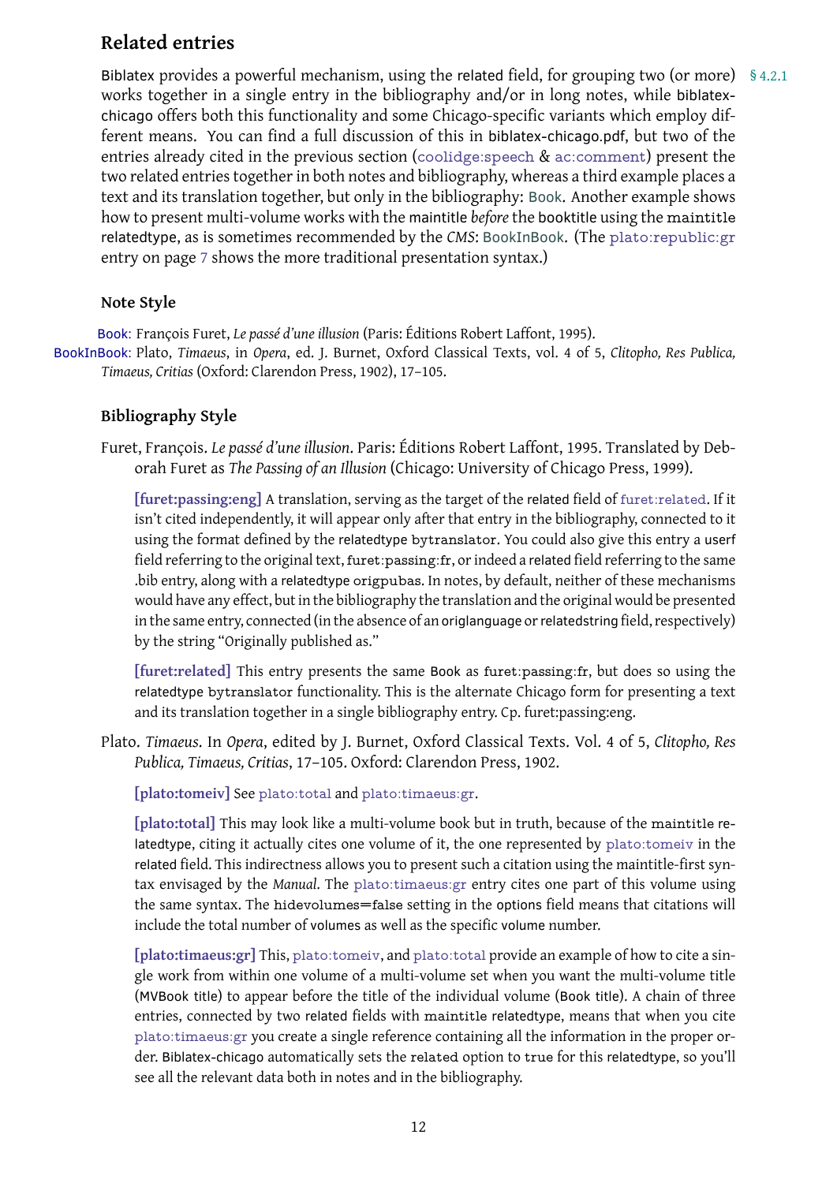## Related entries

Biblatex provides a powerful mechanism, using the related field, for grouping two (or more) works together in a single entry in the bibliography and/or in long notes, while biblatex-chicago offers both this functionality and some Chicago-specific variants which employ different means. You can find a full discussion of this in biblatex-chicago.pdf, but two of the entries already cited in the previous section (coolidge:speech & ac:comment) present the two related entries together in both notes and bibliography, whereas a third example places a text and its translation together, but only in the bibliography: Book. Another example shows how to present multi-volume works with the maintitle *before* the booktitle using the maintitle relatedtype, as is sometimes recommended by the *CMS*: BookInBook. (The plato:republic:gr entry on page 7 shows the more traditional presentation syntax.) § 4.2.1

### Note Style

Book: François Furet, *Le passé d'une illusion* (Paris: Éditions Robert Laffont, 1995).

BookInBook: Plato, *Timaeus*, in *Opera*, ed. J. Burnet, Oxford Classical Texts, vol. 4 of 5, *Clitopho, Res Publica, Timaeus, Critias* (Oxford: Clarendon Press, 1902), 17–105.

### Bibliography Style

Furet, François. *Le passé d'une illusion*. Paris: Éditions Robert Laffont, 1995. Translated by Deborah Furet as *The Passing of an Illusion* (Chicago: University of Chicago Press, 1999).

**[furet:passing:eng]** A translation, serving as the target of the related field of furet:related. If it isn't cited independently, it will appear only after that entry in the bibliography, connected to it using the format defined by the relatedtype bytranslator. You could also give this entry a userf field referring to the original text, furet:passing:fr, or indeed a related field referring to the same .bib entry, along with a relatedtype origpubas. In notes, by default, neither of these mechanisms would have any effect, but in the bibliography the translation and the original would be presented in the same entry, connected (in the absence of an origlanguage or relatedstring field, respectively) by the string "Originally published as."

**[furet:related]** This entry presents the same Book as furet:passing:fr, but does so using the relatedtype bytranslator functionality. This is the alternate Chicago form for presenting a text and its translation together in a single bibliography entry. Cp. furet:passing:eng.

Plato. *Timaeus*. In *Opera*, edited by J. Burnet, Oxford Classical Texts. Vol. 4 of 5, *Clitopho, Res Publica, Timaeus, Critias*, 17–105. Oxford: Clarendon Press, 1902.

**[plato:tomeiv]** See plato:total and plato:timaeus:gr.

**[plato:total]** This may look like a multi-volume book but in truth, because of the maintitle relatedtype, citing it actually cites one volume of it, the one represented by plato:tomeiv in the related field. This indirectness allows you to present such a citation using the maintitle-first syntax envisaged by the *Manual*. The plato:timaeus:gr entry cites one part of this volume using the same syntax. The hidevolumes=false setting in the options field means that citations will include the total number of volumes as well as the specific volume number.

**[plato:timaeus:gr]** This, plato:tomeiv, and plato:total provide an example of how to cite a single work from within one volume of a multi-volume set when you want the multi-volume title (MVBook title) to appear before the title of the individual volume (Book title). A chain of three entries, connected by two related fields with maintitle relatedtype, means that when you cite plato:timaeus:gr you create a single reference containing all the information in the proper order. Biblatex-chicago automatically sets the related option to true for this relatedtype, so you'll see all the relevant data both in notes and in the bibliography.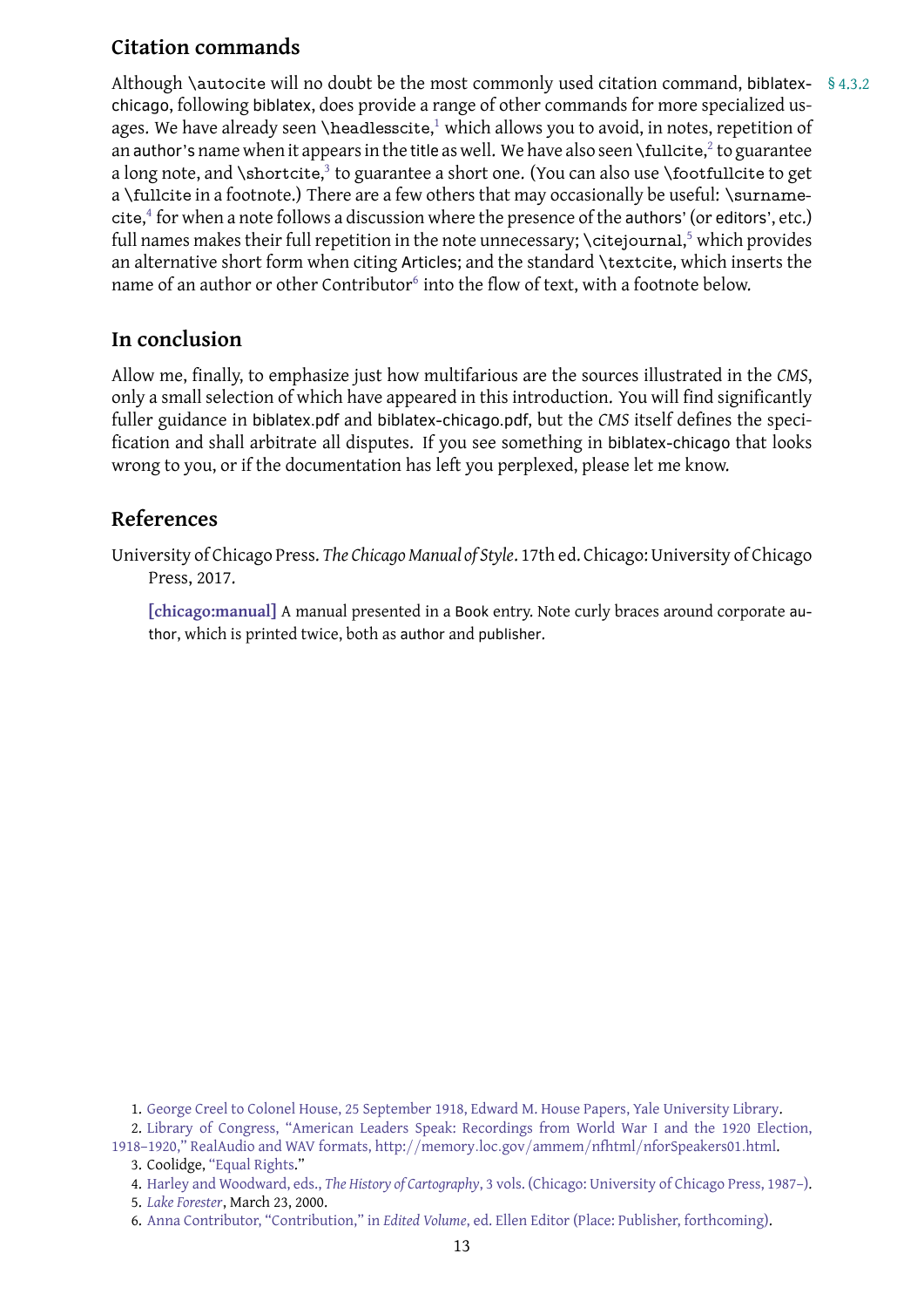## Citation commands

Although \autocite will no doubt be the most commonly used citation command, biblatex-chicago, following biblatex, does provide a range of other commands for more specialized usages. We have already seen \headlesscite,[1] which allows you to avoid, in notes, repetition of an author's name when it appears in the title as well. We have also seen \fullcite,[2] to guarantee a long note, and \shortcite,[3] to guarantee a short one. (You can also use \footfullcite to get a \fullcite in a footnote.) There are a few others that may occasionally be useful: \surnamecite,[4] for when a note follows a discussion where the presence of the authors' (or editors', etc.) full names makes their full repetition in the note unnecessary; \citejournal,[5] which provides an alternative short form when citing Articles; and the standard \textcite, which inserts the name of an author or other Contributor[6] into the flow of text, with a footnote below. § 4.3.2

## In conclusion

Allow me, finally, to emphasize just how multifarious are the sources illustrated in the *CMS*, only a small selection of which have appeared in this introduction. You will find significantly fuller guidance in biblatex.pdf and biblatex-chicago.pdf, but the *CMS* itself defines the specification and shall arbitrate all disputes. If you see something in biblatex-chicago that looks wrong to you, or if the documentation has left you perplexed, please let me know.

## References

University of Chicago Press. *The Chicago Manual of Style*. 17th ed. Chicago: University of Chicago Press, 2017.

**[chicago:manual]** A manual presented in a Book entry. Note curly braces around corporate author, which is printed twice, both as author and publisher.

1. George Creel to Colonel House, 25 September 1918, Edward M. House Papers, Yale University Library.
2. Library of Congress, "American Leaders Speak: Recordings from World War I and the 1920 Election, 1918–1920," RealAudio and WAV formats, http://memory.loc.gov/ammem/nfhtml/nforSpeakers01.html.
3. Coolidge, "Equal Rights."
4. Harley and Woodward, eds., *The History of Cartography*, 3 vols. (Chicago: University of Chicago Press, 1987–).
5. *Lake Forester*, March 23, 2000.
6. Anna Contributor, "Contribution," in *Edited Volume*, ed. Ellen Editor (Place: Publisher, forthcoming).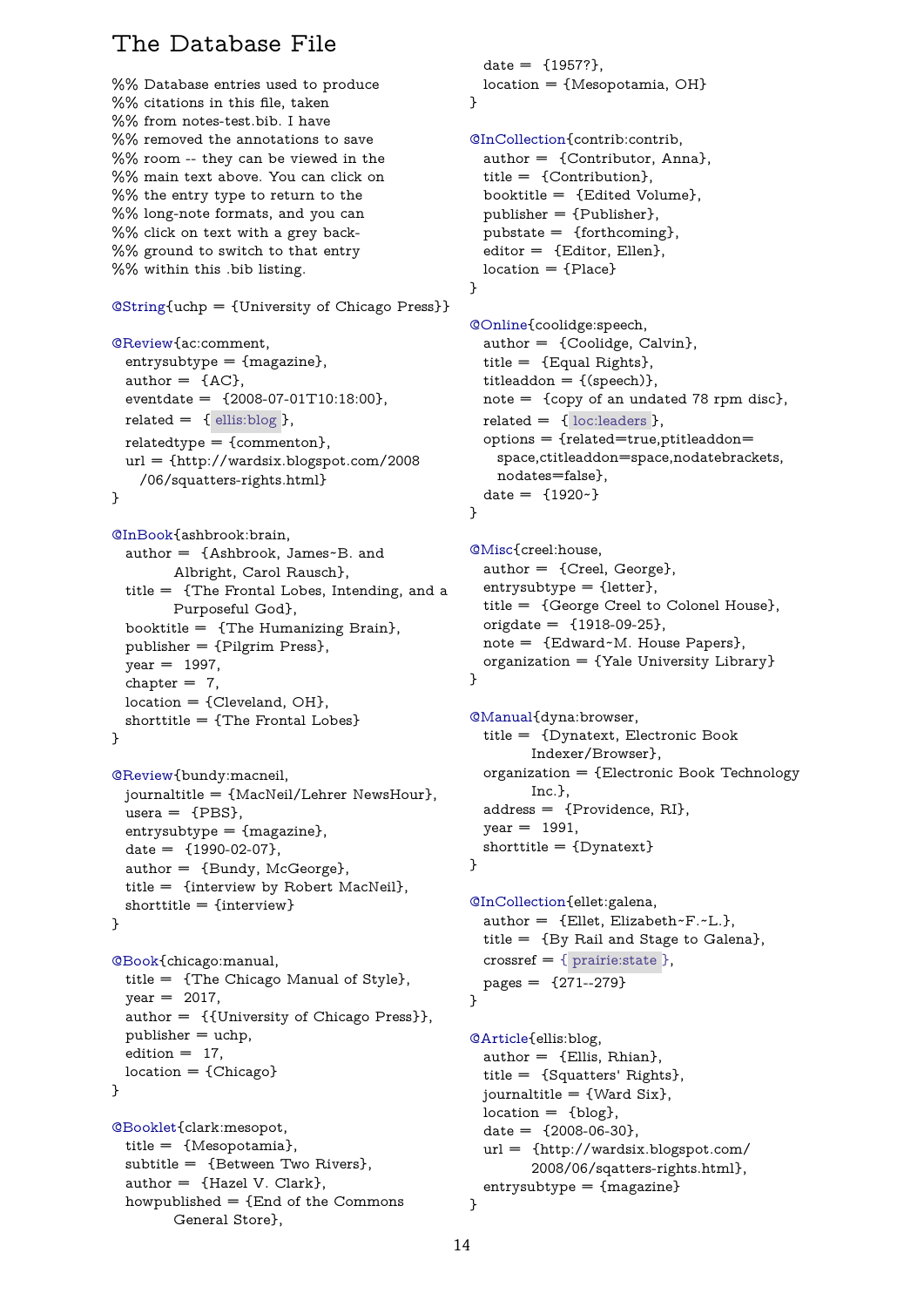# The Database File

```
%% Database entries used to produce
%% citations in this file, taken
%% from notes-test.bib. I have
%% removed the annotations to save
%% room -- they can be viewed in the
%% main text above. You can click on
%% the entry type to return to the
%% long-note formats, and you can
%% click on text with a grey back-
%% ground to switch to that entry
%% within this .bib listing.

@String{uchp = {University of Chicago Press}}

@Review{ac:comment,
  entrysubtype = {magazine},
  author = {AC},
  eventdate = {2008-07-01T10:18:00},
  related = { ellis:blog },
  relatedtype = {commenton},
  url = {http://wardsix.blogspot.com/2008
    /06/squatters-rights.html}
}

@InBook{ashbrook:brain,
  author = {Ashbrook, James~B. and
        Albright, Carol Rausch},
  title = {The Frontal Lobes, Intending, and a
        Purposeful God},
  booktitle = {The Humanizing Brain},
  publisher = {Pilgrim Press},
  year = 1997,
  chapter = 7,
  location = {Cleveland, OH},
  shorttitle = {The Frontal Lobes}
}

@Review{bundy:macneil,
  journaltitle = {MacNeil/Lehrer NewsHour},
  usera = {PBS},
  entrysubtype = {magazine},
  date = {1990-02-07},
  author = {Bundy, McGeorge},
  title = {interview by Robert MacNeil},
  shorttitle = {interview}
}

@Book{chicago:manual,
  title = {The Chicago Manual of Style},
  year = 2017,
  author = {{University of Chicago Press}},
  publisher = uchp,
  edition = 17,
  location = {Chicago}
}

@Booklet{clark:mesopot,
  title = {Mesopotamia},
  subtitle = {Between Two Rivers},
  author = {Hazel V. Clark},
  howpublished = {End of the Commons
        General Store},
  date = {1957?},
  location = {Mesopotamia, OH}
}

@InCollection{contrib:contrib,
  author = {Contributor, Anna},
  title = {Contribution},
  booktitle = {Edited Volume},
  publisher = {Publisher},
  pubstate = {forthcoming},
  editor = {Editor, Ellen},
  location = {Place}
}

@Online{coolidge:speech,
  author = {Coolidge, Calvin},
  title = {Equal Rights},
  titleaddon = {(speech)},
  note = {copy of an undated 78 rpm disc},
  related = { loc:leaders },
  options = {related=true,ptitleaddon=
    space,ctitleaddon=space,nodatebrackets,
    nodates=false},
  date = {1920~}
}

@Misc{creel:house,
  author = {Creel, George},
  entrysubtype = {letter},
  title = {George Creel to Colonel House},
  origdate = {1918-09-25},
  note = {Edward~M. House Papers},
  organization = {Yale University Library}
}

@Manual{dyna:browser,
  title = {Dynatext, Electronic Book
        Indexer/Browser},
  organization = {Electronic Book Technology
        Inc.},
  address = {Providence, RI},
  year = 1991,
  shorttitle = {Dynatext}
}

@InCollection{ellet:galena,
  author = {Ellet, Elizabeth~F.~L.},
  title = {By Rail and Stage to Galena},
  crossref = { prairie:state },
  pages = {271--279}
}

@Article{ellis:blog,
  author = {Ellis, Rhian},
  title = {Squatters' Rights},
  journaltitle = {Ward Six},
  location = {blog},
  date = {2008-06-30},
  url = {http://wardsix.blogspot.com/
        2008/06/sqatters-rights.html},
  entrysubtype = {magazine}
}
```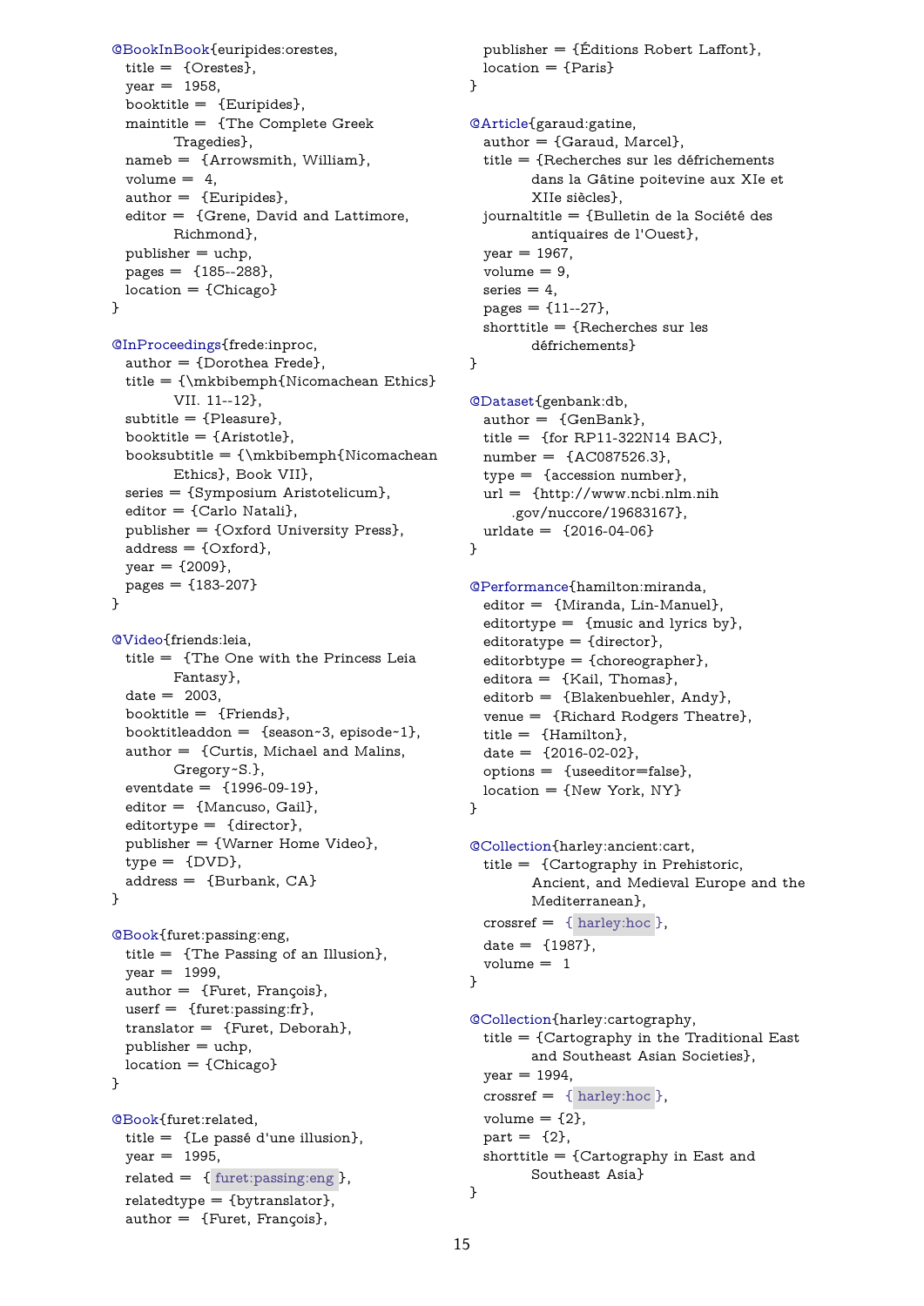```
@BookInBook{euripides:orestes,
  title = {Orestes},
  year = 1958,
  booktitle = {Euripides},
  maintitle = {The Complete Greek
        Tragedies},
  nameb = {Arrowsmith, William},
  volume = 4,
  author = {Euripides},
  editor = {Grene, David and Lattimore,
        Richmond},
  publisher = uchp,
  pages = {185--288},
  location = {Chicago}
}

@InProceedings{frede:inproc,
  author = {Dorothea Frede},
  title = {\mkbibemph{Nicomachean Ethics}
        VII. 11--12},
  subtitle = {Pleasure},
  booktitle = {Aristotle},
  booksubtitle = {\mkbibemph{Nicomachean
        Ethics}, Book VII},
  series = {Symposium Aristotelicum},
  editor = {Carlo Natali},
  publisher = {Oxford University Press},
  address = {Oxford},
  year = {2009},
  pages = {183-207}
}

@Video{friends:leia,
  title = {The One with the Princess Leia
        Fantasy},
  date = 2003,
  booktitle = {Friends},
  booktitleaddon = {season~3, episode~1},
  author = {Curtis, Michael and Malins,
        Gregory~S.},
  eventdate = {1996-09-19},
  editor = {Mancuso, Gail},
  editortype = {director},
  publisher = {Warner Home Video},
  type = {DVD},
  address = {Burbank, CA}
}

@Book{furet:passing:eng,
  title = {The Passing of an Illusion},
  year = 1999,
  author = {Furet, François},
  userf = {furet:passing:fr},
  translator = {Furet, Deborah},
  publisher = uchp,
  location = {Chicago}
}

@Book{furet:related,
  title = {Le passé d'une illusion},
  year = 1995,
  related = { furet:passing:eng },
  relatedtype = {bytranslator},
  author = {Furet, François},
  publisher = {Éditions Robert Laffont},
  location = {Paris}
}

@Article{garaud:gatine,
  author = {Garaud, Marcel},
  title = {Recherches sur les défrichements
        dans la Gâtine poitevine aux XIe et
        XIIe siècles},
  journaltitle = {Bulletin de la Société des
        antiquaires de l'Ouest},
  year = 1967,
  volume = 9,
  series = 4,
  pages = {11--27},
  shorttitle = {Recherches sur les
        défrichements}
}

@Dataset{genbank:db,
  author = {GenBank},
  title = {for RP11-322N14 BAC},
  number = {AC087526.3},
  type = {accession number},
  url = {http://www.ncbi.nlm.nih
        .gov/nuccore/19683167},
  urldate = {2016-04-06}
}

@Performance{hamilton:miranda,
  editor = {Miranda, Lin-Manuel},
  editortype = {music and lyrics by},
  editoratype = {director},
  editorbtype = {choreographer},
  editora = {Kail, Thomas},
  editorb = {Blakenbuehler, Andy},
  venue = {Richard Rodgers Theatre},
  title = {Hamilton},
  date = {2016-02-02},
  options = {useeditor=false},
  location = {New York, NY}
}

@Collection{harley:ancient:cart,
  title = {Cartography in Prehistoric,
        Ancient, and Medieval Europe and the
        Mediterranean},
  crossref = { harley:hoc },
  date = {1987},
  volume = 1
}

@Collection{harley:cartography,
  title = {Cartography in the Traditional East
        and Southeast Asian Societies},
  year = 1994,
  crossref = { harley:hoc },
  volume = {2},
  part = {2},
  shorttitle = {Cartography in East and
        Southeast Asia}
}
```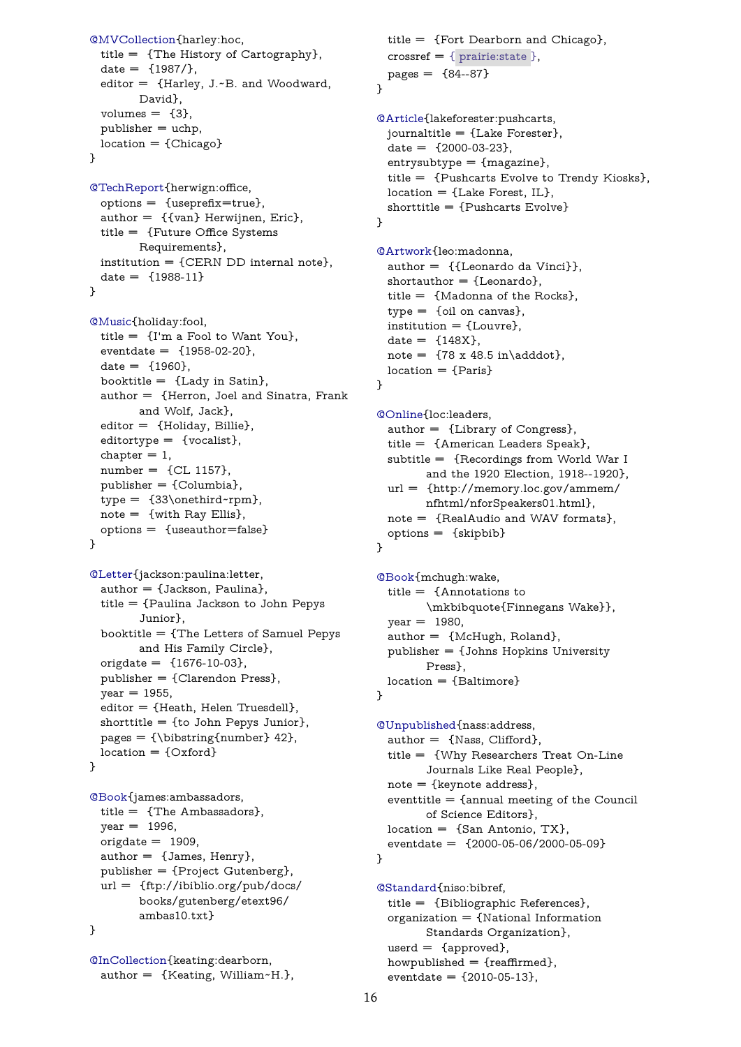```
@MVCollection{harley:hoc,
  title =  {The History of Cartography},
  date =  {1987/},
  editor =  {Harley, J.~B. and Woodward,
         David},
  volumes =  {3},
  publisher = uchp,
  location = {Chicago}
}

@TechReport{herwign:office,
  options =  {useprefix=true},
  author =  {{van} Herwijnen, Eric},
  title =  {Future Office Systems
         Requirements},
  institution = {CERN DD internal note},
  date =  {1988-11}
}

@Music{holiday:fool,
  title =  {I'm a Fool to Want You},
  eventdate =  {1958-02-20},
  date =  {1960},
  booktitle =  {Lady in Satin},
  author =  {Herron, Joel and Sinatra, Frank
         and Wolf, Jack},
  editor =  {Holiday, Billie},
  editortype =  {vocalist},
  chapter = 1,
  number =  {CL 1157},
  publisher = {Columbia},
  type =  {33\onethird~rpm},
  note =  {with Ray Ellis},
  options =  {useauthor=false}
}

@Letter{jackson:paulina:letter,
  author = {Jackson, Paulina},
  title = {Paulina Jackson to John Pepys
         Junior},
  booktitle = {The Letters of Samuel Pepys
         and His Family Circle},
  origdate =  {1676-10-03},
  publisher = {Clarendon Press},
  year = 1955,
  editor = {Heath, Helen Truesdell},
  shorttitle = {to John Pepys Junior},
  pages = {\bibstring{number} 42},
  location = {Oxford}
}

@Book{james:ambassadors,
  title =  {The Ambassadors},
  year =  1996,
  origdate =  1909,
  author =  {James, Henry},
  publisher = {Project Gutenberg},
  url =  {ftp://ibiblio.org/pub/docs/
         books/gutenberg/etext96/
         ambas10.txt}
}

@InCollection{keating:dearborn,
  author =  {Keating, William~H.},
  title =  {Fort Dearborn and Chicago},
  crossref = { prairie:state },
  pages =  {84--87}
}

@Article{lakeforester:pushcarts,
  journaltitle = {Lake Forester},
  date =  {2000-03-23},
  entrysubtype = {magazine},
  title =  {Pushcarts Evolve to Trendy Kiosks},
  location = {Lake Forest, IL},
  shorttitle = {Pushcarts Evolve}
}

@Artwork{leo:madonna,
  author =  {{Leonardo da Vinci}},
  shortauthor = {Leonardo},
  title =  {Madonna of the Rocks},
  type =  {oil on canvas},
  institution = {Louvre},
  date =  {148X},
  note =  {78 x 48.5 in\adddot},
  location = {Paris}
}

@Online{loc:leaders,
  author =  {Library of Congress},
  title =  {American Leaders Speak},
  subtitle =  {Recordings from World War I
         and the 1920 Election, 1918--1920},
  url =  {http://memory.loc.gov/ammem/
         nfhtml/nforSpeakers01.html},
  note =  {RealAudio and WAV formats},
  options =  {skipbib}
}

@Book{mchugh:wake,
  title =  {Annotations to
         \mkbibquote{Finnegans Wake}},
  year =  1980,
  author =  {McHugh, Roland},
  publisher = {Johns Hopkins University
         Press},
  location = {Baltimore}
}

@Unpublished{nass:address,
  author =  {Nass, Clifford},
  title =  {Why Researchers Treat On-Line
         Journals Like Real People},
  note = {keynote address},
  eventtitle = {annual meeting of the Council
         of Science Editors},
  location =  {San Antonio, TX},
  eventdate =  {2000-05-06/2000-05-09}
}

@Standard{niso:bibref,
  title =  {Bibliographic References},
  organization = {National Information
         Standards Organization},
  userd =  {approved},
  howpublished = {reaffirmed},
  eventdate = {2010-05-13},
```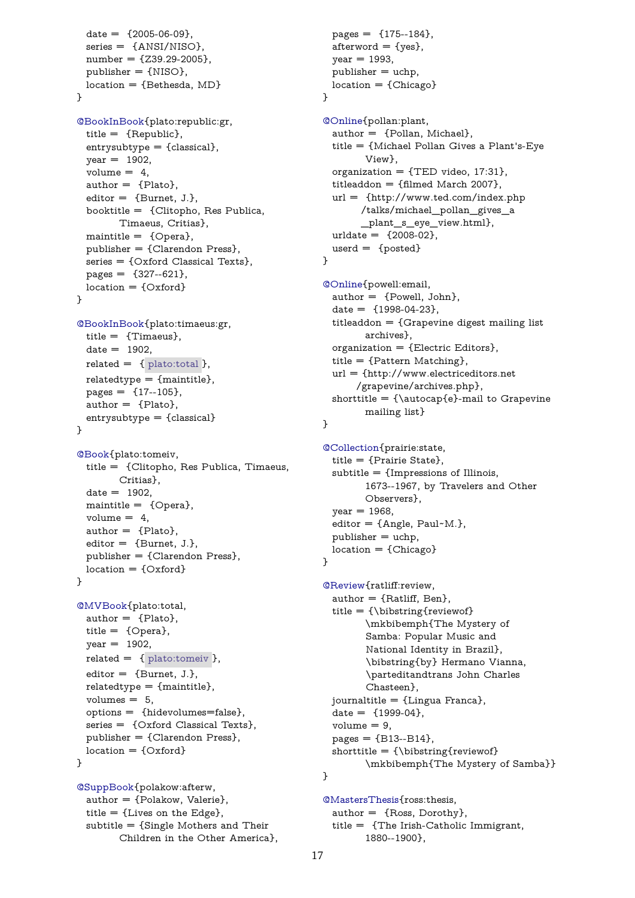```
  date = {2005-06-09},
  series = {ANSI/NISO},
  number = {Z39.29-2005},
  publisher = {NISO},
  location = {Bethesda, MD}
}

@BookInBook{plato:republic:gr,
  title = {Republic},
  entrysubtype = {classical},
  year = 1902,
  volume = 4,
  author = {Plato},
  editor = {Burnet, J.},
  booktitle = {Clitopho, Res Publica,
      Timaeus, Critias},
  maintitle = {Opera},
  publisher = {Clarendon Press},
  series = {Oxford Classical Texts},
  pages = {327--621},
  location = {Oxford}
}

@BookInBook{plato:timaeus:gr,
  title = {Timaeus},
  date = 1902,
  related = { plato:total },
  relatedtype = {maintitle},
  pages = {17--105},
  author = {Plato},
  entrysubtype = {classical}
}

@Book{plato:tomeiv,
  title = {Clitopho, Res Publica, Timaeus,
      Critias},
  date = 1902,
  maintitle = {Opera},
  volume = 4,
  author = {Plato},
  editor = {Burnet, J.},
  publisher = {Clarendon Press},
  location = {Oxford}
}

@MVBook{plato:total,
  author = {Plato},
  title = {Opera},
  year = 1902,
  related = { plato:tomeiv },
  editor = {Burnet, J.},
  relatedtype = {maintitle},
  volumes = 5,
  options = {hidevolumes=false},
  series = {Oxford Classical Texts},
  publisher = {Clarendon Press},
  location = {Oxford}
}

@SuppBook{polakow:afterw,
  author = {Polakow, Valerie},
  title = {Lives on the Edge},
  subtitle = {Single Mothers and Their
      Children in the Other America},
  pages = {175--184},
  afterword = {yes},
  year = 1993,
  publisher = uchp,
  location = {Chicago}
}

@Online{pollan:plant,
  author = {Pollan, Michael},
  title = {Michael Pollan Gives a Plant's-Eye
      View},
  organization = {TED video, 17:31},
  titleaddon = {filmed March 2007},
  url = {http://www.ted.com/index.php
     /talks/michael_pollan_gives_a
     _plant_s_eye_view.html},
  urldate = {2008-02},
  userd = {posted}
}

@Online{powell:email,
  author = {Powell, John},
  date = {1998-04-23},
  titleaddon = {Grapevine digest mailing list
      archives},
  organization = {Electric Editors},
  title = {Pattern Matching},
  url = {http://www.electriceditors.net
    /grapevine/archives.php},
  shorttitle = {\autocap{e}-mail to Grapevine
      mailing list}
}

@Collection{prairie:state,
  title = {Prairie State},
  subtitle = {Impressions of Illinois,
      1673--1967, by Travelers and Other
      Observers},
  year = 1968,
  editor = {Angle, Paul~M.},
  publisher = uchp,
  location = {Chicago}
}

@Review{ratliff:review,
  author = {Ratliff, Ben},
  title = {\bibstring{reviewof}
      \mkbibemph{The Mystery of
      Samba: Popular Music and
      National Identity in Brazil},
      \bibstring{by} Hermano Vianna,
      \parteditandtrans John Charles
      Chasteen},
  journaltitle = {Lingua Franca},
  date = {1999-04},
  volume = 9,
  pages = {B13--B14},
  shorttitle = {\bibstring{reviewof}
      \mkbibemph{The Mystery of Samba}}
}

@MastersThesis{ross:thesis,
  author = {Ross, Dorothy},
  title = {The Irish-Catholic Immigrant,
      1880--1900},
```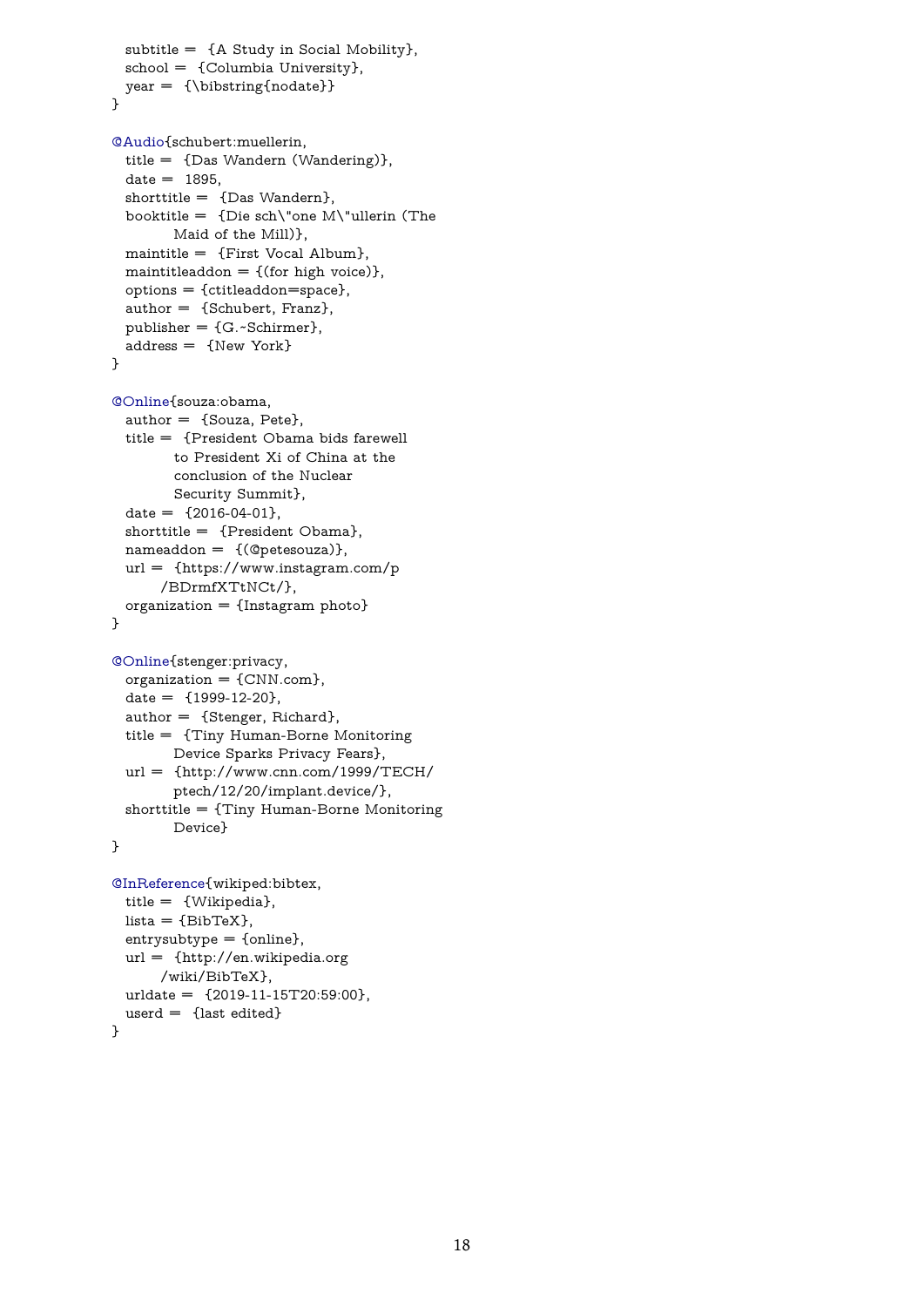```
  subtitle =  {A Study in Social Mobility},
  school =  {Columbia University},
  year =  {\bibstring{nodate}}
}

@Audio{schubert:muellerin,
  title =  {Das Wandern (Wandering)},
  date =  1895,
  shorttitle =  {Das Wandern},
  booktitle =  {Die sch\"one M\"ullerin (The
         Maid of the Mill)},
  maintitle =  {First Vocal Album},
  maintitleaddon = {(for high voice)},
  options = {ctitleaddon=space},
  author =  {Schubert, Franz},
  publisher = {G.~Schirmer},
  address =  {New York}
}

@Online{souza:obama,
  author =  {Souza, Pete},
  title =  {President Obama bids farewell
         to President Xi of China at the
         conclusion of the Nuclear
         Security Summit},
  date =  {2016-04-01},
  shorttitle =  {President Obama},
  nameaddon =  {(@petesouza)},
  url =  {https://www.instagram.com/p
       /BDrmfXTtNCt/},
  organization = {Instagram photo}
}

@Online{stenger:privacy,
  organization = {CNN.com},
  date =  {1999-12-20},
  author =  {Stenger, Richard},
  title =  {Tiny Human-Borne Monitoring
         Device Sparks Privacy Fears},
  url =  {http://www.cnn.com/1999/TECH/
         ptech/12/20/implant.device/},
  shorttitle = {Tiny Human-Borne Monitoring
         Device}
}

@InReference{wikiped:bibtex,
  title =  {Wikipedia},
  lista = {BibTeX},
  entrysubtype = {online},
  url =  {http://en.wikipedia.org
       /wiki/BibTeX},
  urldate =  {2019-11-15T20:59:00},
  userd =  {last edited}
}
```